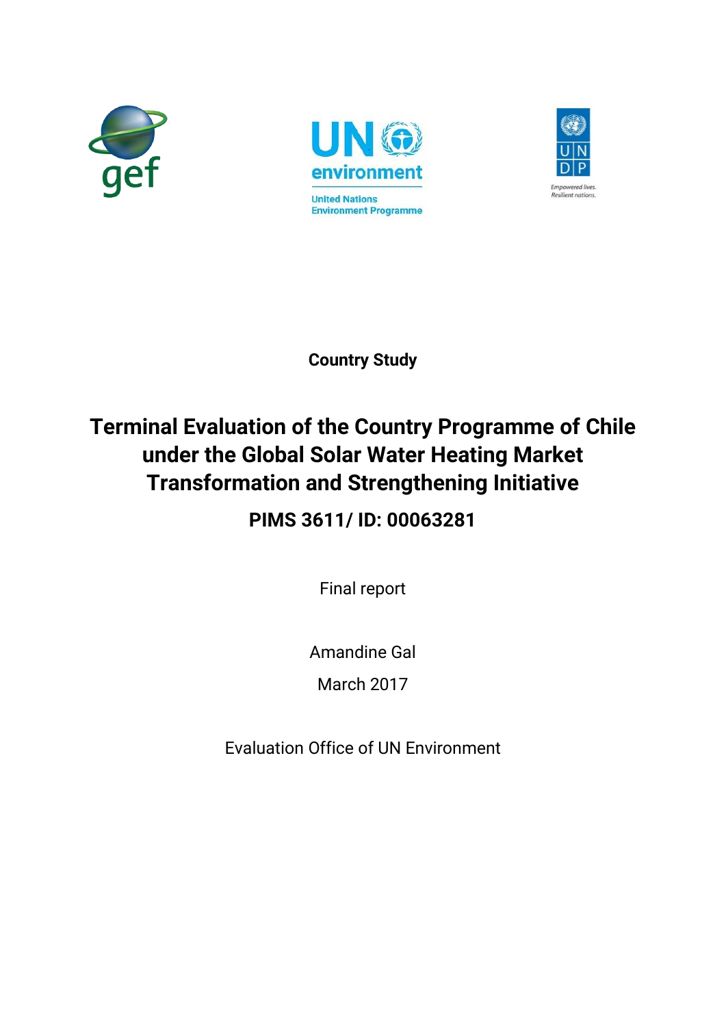**Country Study**

# Terminal Evaluation of the Country Programme of Chile under the Global Solar Water Heating Market Transformation and Strengthening Initiative

## PIMS 3611/ ID: 00063281

Final report

Amandine Gal

March 2017

Evaluation Office of UN Environment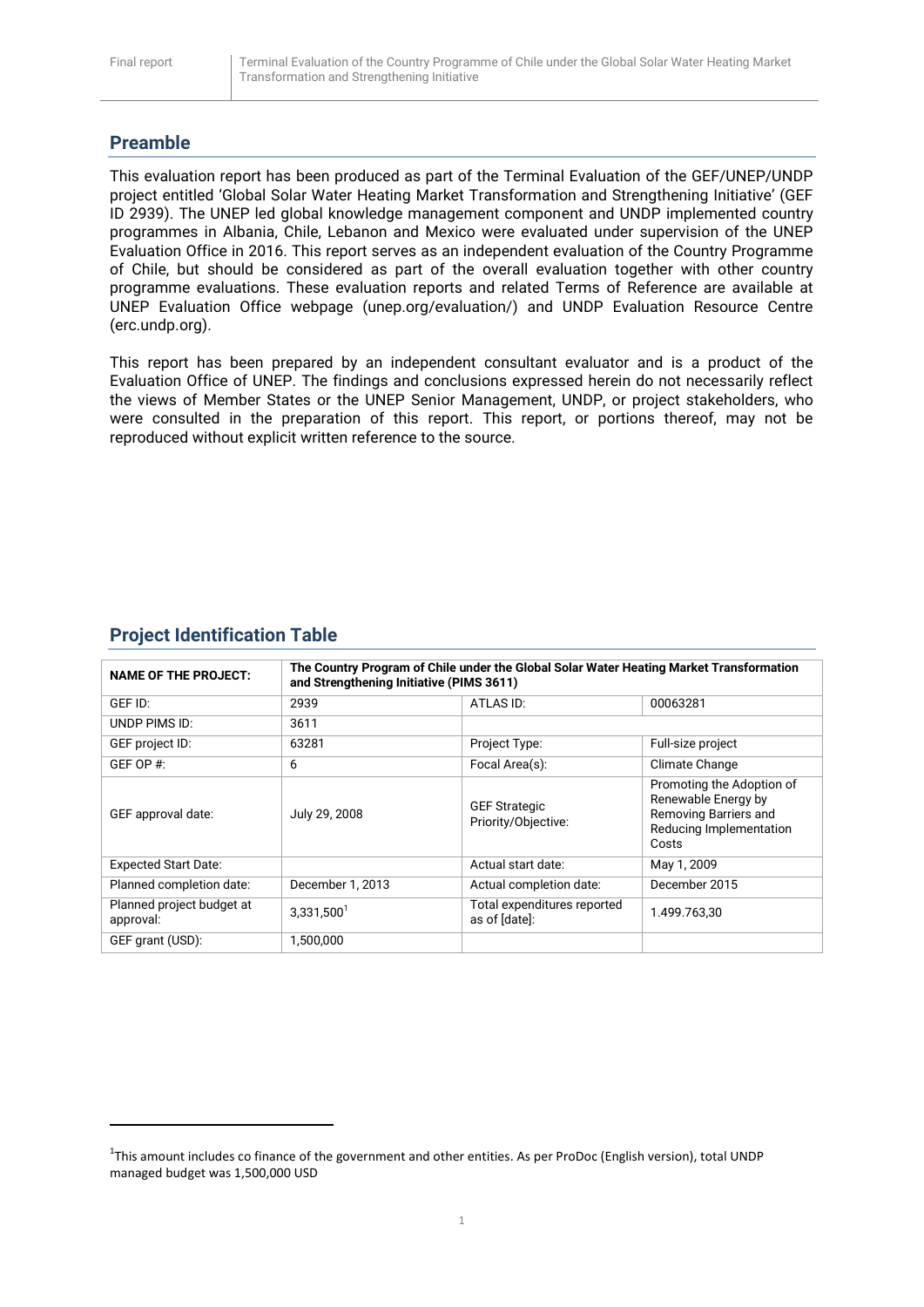## Preamble

This evaluation report has been produced as part of the Terminal Evaluation of the GEF/UNEP/UNDP project entitled 'Global Solar Water Heating Market Transformation and Strengthening Initiative' (GEF ID 2939). The UNEP led global knowledge management component and UNDP implemented country programmes in Albania, Chile, Lebanon and Mexico were evaluated under supervision of the UNEP Evaluation Office in 2016. This report serves as an independent evaluation of the Country Programme of Chile, but should be considered as part of the overall evaluation together with other country programme evaluations. These evaluation reports and related Terms of Reference are available at UNEP Evaluation Office webpage (unep.org/evaluation/) and UNDP Evaluation Resource Centre (erc.undp.org).

This report has been prepared by an independent consultant evaluator and is a product of the Evaluation Office of UNEP. The findings and conclusions expressed herein do not necessarily reflect the views of Member States or the UNEP Senior Management, UNDP, or project stakeholders, who were consulted in the preparation of this report. This report, or portions thereof, may not be reproduced without explicit written reference to the source.

## Project Identification Table

| **NAME OF THE PROJECT:** | **The Country Program of Chile under the Global Solar Water Heating Market Transformation and Strengthening Initiative (PIMS 3611)** | | |
|---|---|---|---|
| GEF ID: | 2939 | ATLAS ID: | 00063281 |
| UNDP PIMS ID: | 3611 | | |
| GEF project ID: | 63281 | Project Type: | Full-size project |
| GEF OP #: | 6 | Focal Area(s): | Climate Change |
| GEF approval date: | July 29, 2008 | GEF Strategic Priority/Objective: | Promoting the Adoption of Renewable Energy by Removing Barriers and Reducing Implementation Costs |
| Expected Start Date: | | Actual start date: | May 1, 2009 |
| Planned completion date: | December 1, 2013 | Actual completion date: | December 2015 |
| Planned project budget at approval: | 3,331,500[1] | Total expenditures reported as of [date]: | 1.499.763,30 |
| GEF grant (USD): | 1,500,000 | | |

[1]This amount includes co finance of the government and other entities. As per ProDoc (English version), total UNDP managed budget was 1,500,000 USD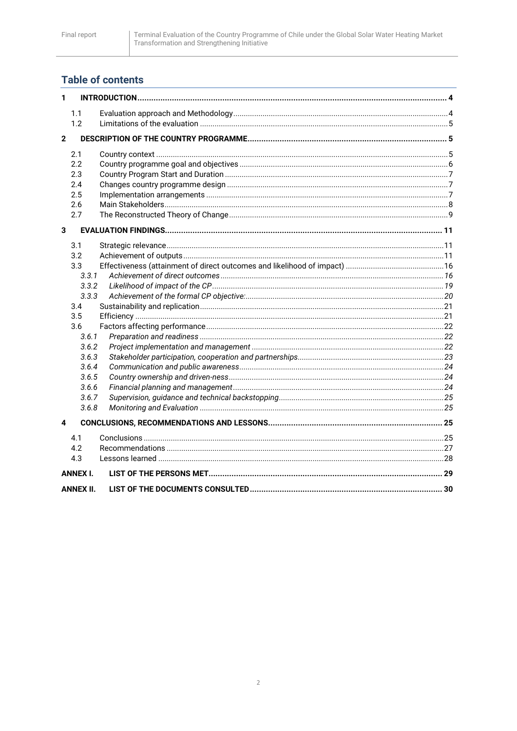## Table of contents

| | | |
|---|---|---|
| **1** | **INTRODUCTION** | **4** |
| 1.1 | Evaluation approach and Methodology | 4 |
| 1.2 | Limitations of the evaluation | 5 |
| **2** | **DESCRIPTION OF THE COUNTRY PROGRAMME** | **5** |
| 2.1 | Country context | 5 |
| 2.2 | Country programme goal and objectives | 6 |
| 2.3 | Country Program Start and Duration | 7 |
| 2.4 | Changes country programme design | 7 |
| 2.5 | Implementation arrangements | 7 |
| 2.6 | Main Stakeholders | 8 |
| 2.7 | The Reconstructed Theory of Change | 9 |
| **3** | **EVALUATION FINDINGS** | **11** |
| 3.1 | Strategic relevance | 11 |
| 3.2 | Achievement of outputs | 11 |
| 3.3 | Effectiveness (attainment of direct outcomes and likelihood of impact) | 16 |
| *3.3.1* | *Achievement of direct outcomes* | *16* |
| *3.3.2* | *Likelihood of impact of the CP* | *19* |
| *3.3.3* | *Achievement of the formal CP objective:* | *20* |
| 3.4 | Sustainability and replication | 21 |
| 3.5 | Efficiency | 21 |
| 3.6 | Factors affecting performance | 22 |
| *3.6.1* | *Preparation and readiness* | *22* |
| *3.6.2* | *Project implementation and management* | *22* |
| *3.6.3* | *Stakeholder participation, cooperation and partnerships* | *23* |
| *3.6.4* | *Communication and public awareness* | *24* |
| *3.6.5* | *Country ownership and driven-ness* | *24* |
| *3.6.6* | *Financial planning and management* | *24* |
| *3.6.7* | *Supervision, guidance and technical backstopping* | *25* |
| *3.6.8* | *Monitoring and Evaluation* | *25* |
| **4** | **CONCLUSIONS, RECOMMENDATIONS AND LESSONS** | **25** |
| 4.1 | Conclusions | 25 |
| 4.2 | Recommendations | 27 |
| 4.3 | Lessons learned | 28 |
| **ANNEX I.** | **LIST OF THE PERSONS MET** | **29** |
| **ANNEX II.** | **LIST OF THE DOCUMENTS CONSULTED** | **30** |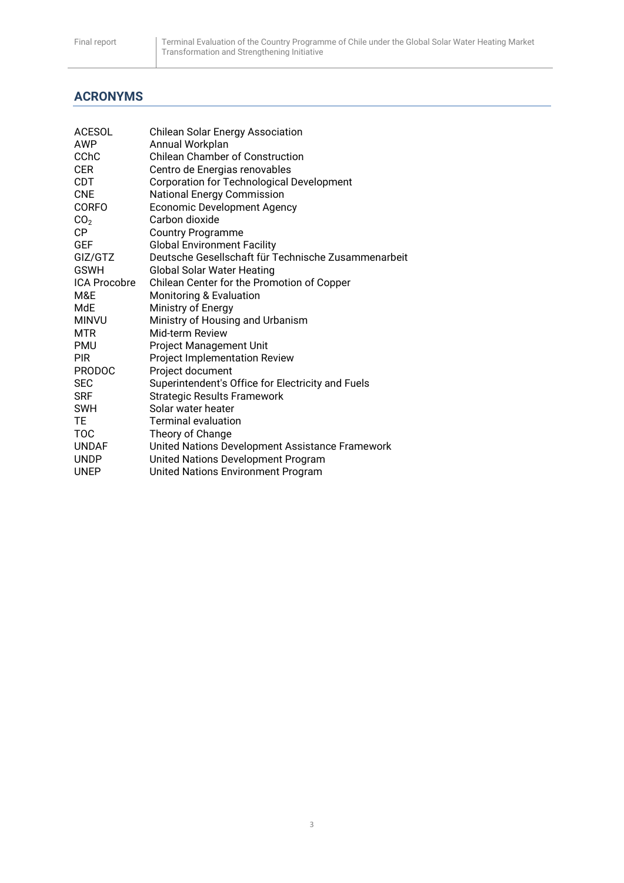## ACRONYMS

| | |
|---|---|
| ACESOL | Chilean Solar Energy Association |
| AWP | Annual Workplan |
| CChC | Chilean Chamber of Construction |
| CER | Centro de Energias renovables |
| CDT | Corporation for Technological Development |
| CNE | National Energy Commission |
| CORFO | Economic Development Agency |
| $CO_2$ | Carbon dioxide |
| CP | Country Programme |
| GEF | Global Environment Facility |
| GIZ/GTZ | Deutsche Gesellschaft für Technische Zusammenarbeit |
| GSWH | Global Solar Water Heating |
| ICA Procobre | Chilean Center for the Promotion of Copper |
| M&E | Monitoring & Evaluation |
| MdE | Ministry of Energy |
| MINVU | Ministry of Housing and Urbanism |
| MTR | Mid-term Review |
| PMU | Project Management Unit |
| PIR | Project Implementation Review |
| PRODOC | Project document |
| SEC | Superintendent's Office for Electricity and Fuels |
| SRF | Strategic Results Framework |
| SWH | Solar water heater |
| TE | Terminal evaluation |
| TOC | Theory of Change |
| UNDAF | United Nations Development Assistance Framework |
| UNDP | United Nations Development Program |
| UNEP | United Nations Environment Program |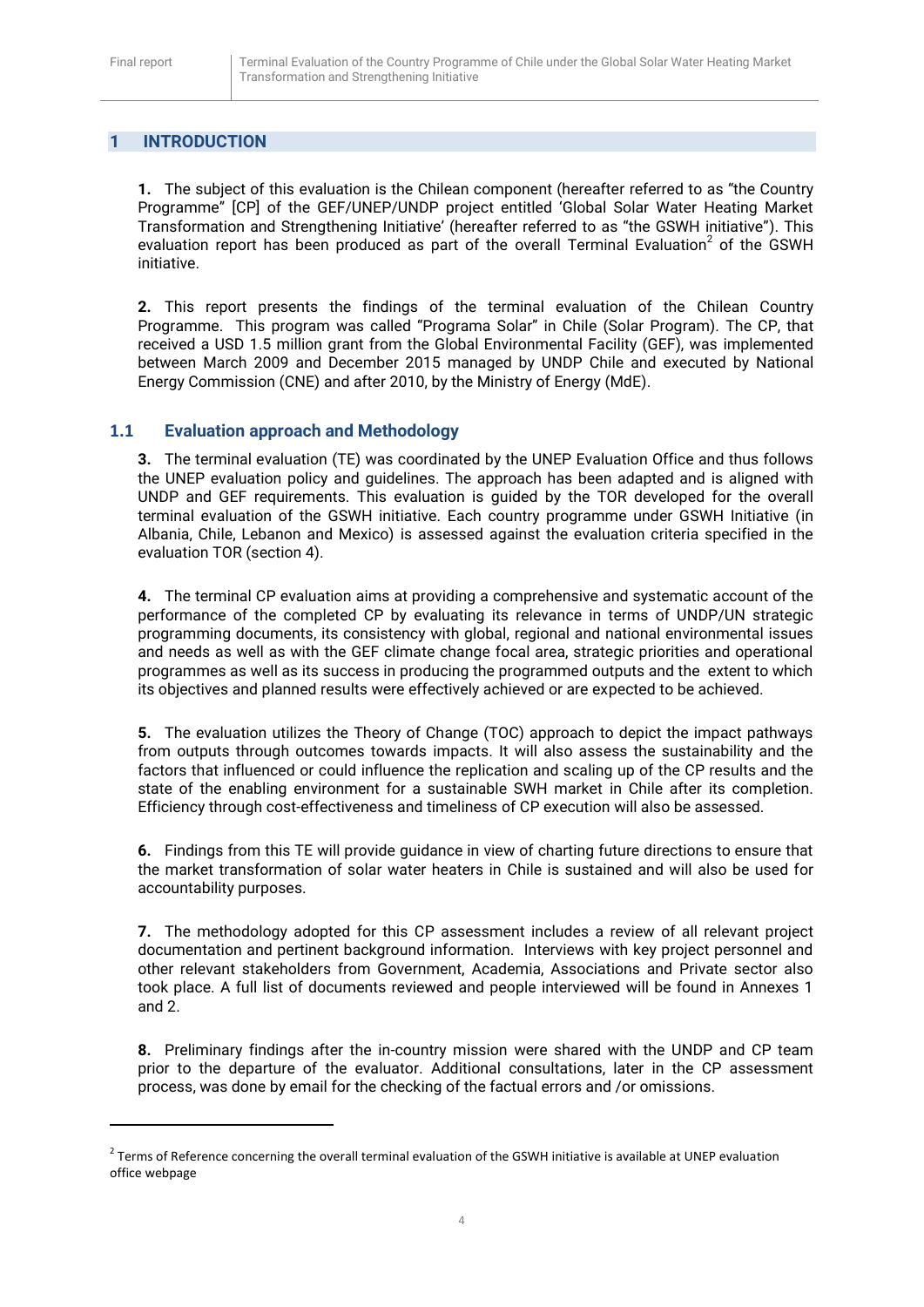# 1 INTRODUCTION

**1.** The subject of this evaluation is the Chilean component (hereafter referred to as "the Country Programme" [CP] of the GEF/UNEP/UNDP project entitled 'Global Solar Water Heating Market Transformation and Strengthening Initiative' (hereafter referred to as "the GSWH initiative"). This evaluation report has been produced as part of the overall Terminal Evaluation[2] of the GSWH initiative.

**2.** This report presents the findings of the terminal evaluation of the Chilean Country Programme. This program was called "Programa Solar" in Chile (Solar Program). The CP, that received a USD 1.5 million grant from the Global Environmental Facility (GEF), was implemented between March 2009 and December 2015 managed by UNDP Chile and executed by National Energy Commission (CNE) and after 2010, by the Ministry of Energy (MdE).

## 1.1 Evaluation approach and Methodology

**3.** The terminal evaluation (TE) was coordinated by the UNEP Evaluation Office and thus follows the UNEP evaluation policy and guidelines. The approach has been adapted and is aligned with UNDP and GEF requirements. This evaluation is guided by the TOR developed for the overall terminal evaluation of the GSWH initiative. Each country programme under GSWH Initiative (in Albania, Chile, Lebanon and Mexico) is assessed against the evaluation criteria specified in the evaluation TOR (section 4).

**4.** The terminal CP evaluation aims at providing a comprehensive and systematic account of the performance of the completed CP by evaluating its relevance in terms of UNDP/UN strategic programming documents, its consistency with global, regional and national environmental issues and needs as well as with the GEF climate change focal area, strategic priorities and operational programmes as well as its success in producing the programmed outputs and the extent to which its objectives and planned results were effectively achieved or are expected to be achieved.

**5.** The evaluation utilizes the Theory of Change (TOC) approach to depict the impact pathways from outputs through outcomes towards impacts. It will also assess the sustainability and the factors that influenced or could influence the replication and scaling up of the CP results and the state of the enabling environment for a sustainable SWH market in Chile after its completion. Efficiency through cost-effectiveness and timeliness of CP execution will also be assessed.

**6.** Findings from this TE will provide guidance in view of charting future directions to ensure that the market transformation of solar water heaters in Chile is sustained and will also be used for accountability purposes.

**7.** The methodology adopted for this CP assessment includes a review of all relevant project documentation and pertinent background information. Interviews with key project personnel and other relevant stakeholders from Government, Academia, Associations and Private sector also took place. A full list of documents reviewed and people interviewed will be found in Annexes 1 and 2.

**8.** Preliminary findings after the in-country mission were shared with the UNDP and CP team prior to the departure of the evaluator. Additional consultations, later in the CP assessment process, was done by email for the checking of the factual errors and /or omissions.

---

[2] Terms of Reference concerning the overall terminal evaluation of the GSWH initiative is available at UNEP evaluation office webpage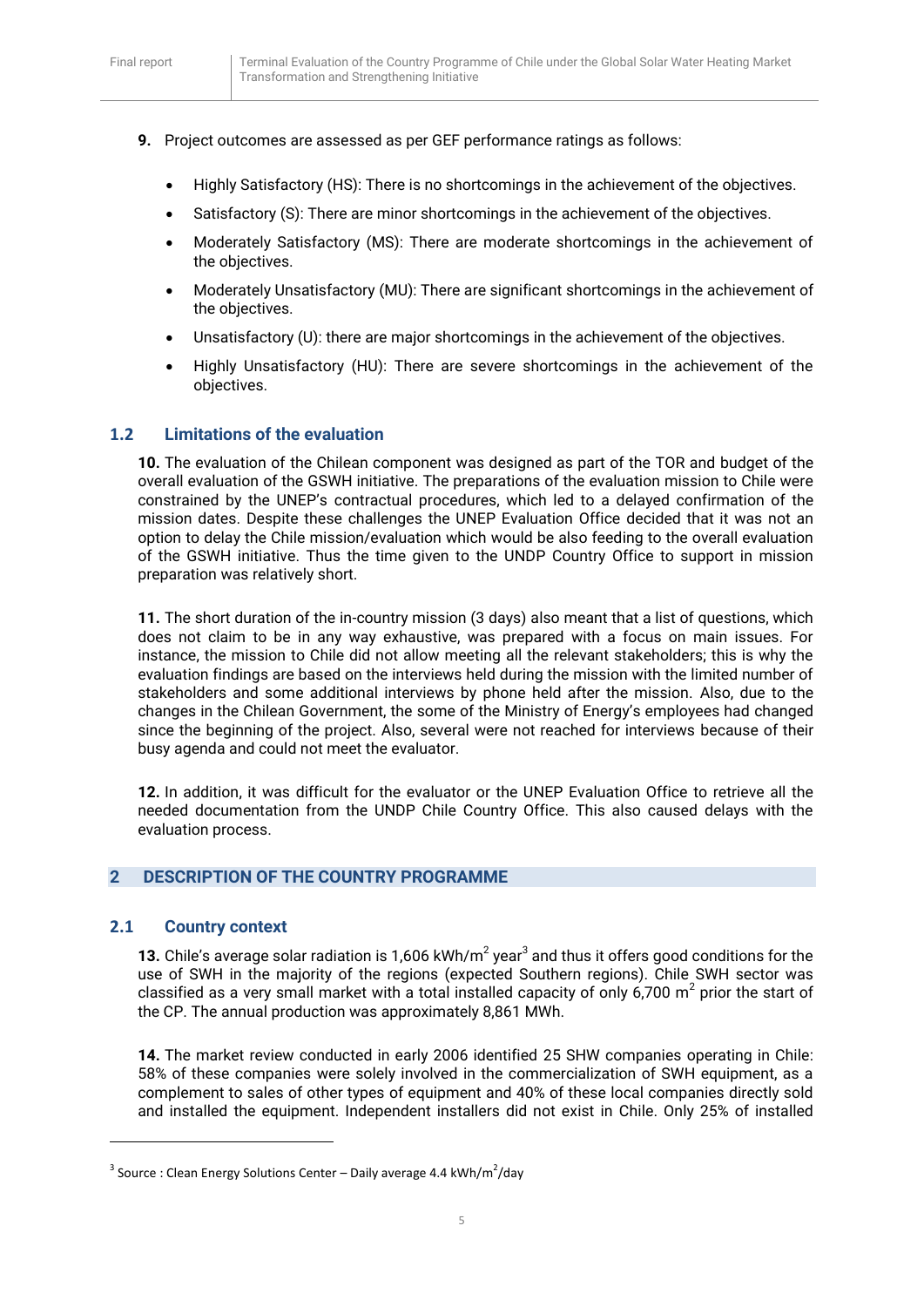**9.** Project outcomes are assessed as per GEF performance ratings as follows:

- Highly Satisfactory (HS): There is no shortcomings in the achievement of the objectives.
- Satisfactory (S): There are minor shortcomings in the achievement of the objectives.
- Moderately Satisfactory (MS): There are moderate shortcomings in the achievement of the objectives.
- Moderately Unsatisfactory (MU): There are significant shortcomings in the achievement of the objectives.
- Unsatisfactory (U): there are major shortcomings in the achievement of the objectives.
- Highly Unsatisfactory (HU): There are severe shortcomings in the achievement of the objectives.

### 1.2 Limitations of the evaluation

**10.** The evaluation of the Chilean component was designed as part of the TOR and budget of the overall evaluation of the GSWH initiative. The preparations of the evaluation mission to Chile were constrained by the UNEP's contractual procedures, which led to a delayed confirmation of the mission dates. Despite these challenges the UNEP Evaluation Office decided that it was not an option to delay the Chile mission/evaluation which would be also feeding to the overall evaluation of the GSWH initiative. Thus the time given to the UNDP Country Office to support in mission preparation was relatively short.

**11.** The short duration of the in-country mission (3 days) also meant that a list of questions, which does not claim to be in any way exhaustive, was prepared with a focus on main issues. For instance, the mission to Chile did not allow meeting all the relevant stakeholders; this is why the evaluation findings are based on the interviews held during the mission with the limited number of stakeholders and some additional interviews by phone held after the mission. Also, due to the changes in the Chilean Government, the some of the Ministry of Energy's employees had changed since the beginning of the project. Also, several were not reached for interviews because of their busy agenda and could not meet the evaluator.

**12.** In addition, it was difficult for the evaluator or the UNEP Evaluation Office to retrieve all the needed documentation from the UNDP Chile Country Office. This also caused delays with the evaluation process.

## 2 DESCRIPTION OF THE COUNTRY PROGRAMME

### 2.1 Country context

**13.** Chile's average solar radiation is 1,606 kWh/m$^2$ year[3] and thus it offers good conditions for the use of SWH in the majority of the regions (expected Southern regions). Chile SWH sector was classified as a very small market with a total installed capacity of only 6,700 m$^2$ prior the start of the CP. The annual production was approximately 8,861 MWh.

**14.** The market review conducted in early 2006 identified 25 SHW companies operating in Chile: 58% of these companies were solely involved in the commercialization of SWH equipment, as a complement to sales of other types of equipment and 40% of these local companies directly sold and installed the equipment. Independent installers did not exist in Chile. Only 25% of installed

[3] Source : Clean Energy Solutions Center – Daily average 4.4 kWh/m$^2$/day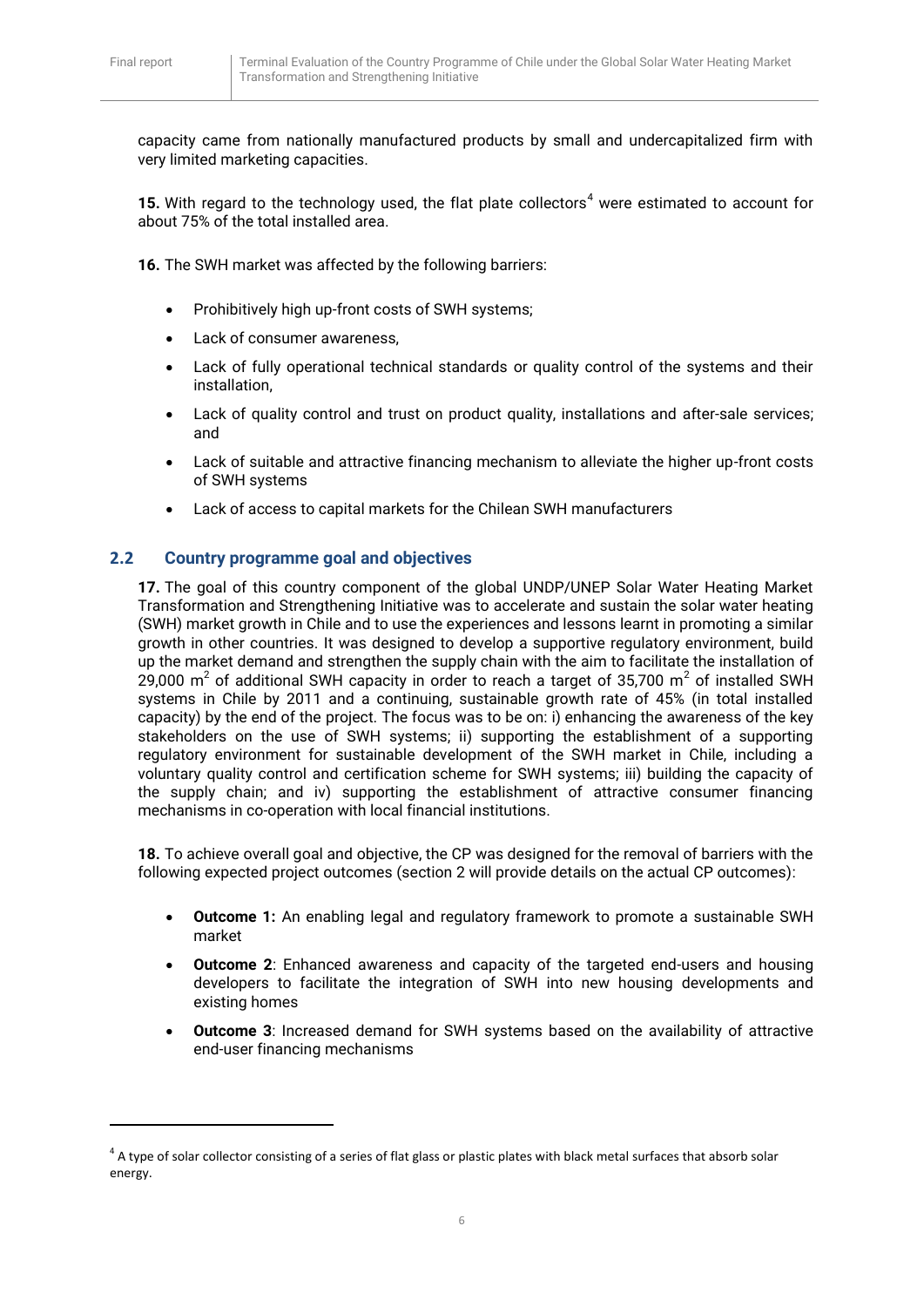capacity came from nationally manufactured products by small and undercapitalized firm with very limited marketing capacities.

**15.** With regard to the technology used, the flat plate collectors[4] were estimated to account for about 75% of the total installed area.

**16.** The SWH market was affected by the following barriers:

- Prohibitively high up-front costs of SWH systems;
- Lack of consumer awareness,
- Lack of fully operational technical standards or quality control of the systems and their installation,
- Lack of quality control and trust on product quality, installations and after-sale services; and
- Lack of suitable and attractive financing mechanism to alleviate the higher up-front costs of SWH systems
- Lack of access to capital markets for the Chilean SWH manufacturers

## 2.2 Country programme goal and objectives

**17.** The goal of this country component of the global UNDP/UNEP Solar Water Heating Market Transformation and Strengthening Initiative was to accelerate and sustain the solar water heating (SWH) market growth in Chile and to use the experiences and lessons learnt in promoting a similar growth in other countries. It was designed to develop a supportive regulatory environment, build up the market demand and strengthen the supply chain with the aim to facilitate the installation of 29,000 m$^2$ of additional SWH capacity in order to reach a target of 35,700 m$^2$ of installed SWH systems in Chile by 2011 and a continuing, sustainable growth rate of 45% (in total installed capacity) by the end of the project. The focus was to be on: i) enhancing the awareness of the key stakeholders on the use of SWH systems; ii) supporting the establishment of a supporting regulatory environment for sustainable development of the SWH market in Chile, including a voluntary quality control and certification scheme for SWH systems; iii) building the capacity of the supply chain; and iv) supporting the establishment of attractive consumer financing mechanisms in co-operation with local financial institutions.

**18.** To achieve overall goal and objective, the CP was designed for the removal of barriers with the following expected project outcomes (section 2 will provide details on the actual CP outcomes):

- **Outcome 1:** An enabling legal and regulatory framework to promote a sustainable SWH market
- **Outcome 2**: Enhanced awareness and capacity of the targeted end-users and housing developers to facilitate the integration of SWH into new housing developments and existing homes
- **Outcome 3**: Increased demand for SWH systems based on the availability of attractive end-user financing mechanisms

[4] A type of solar collector consisting of a series of flat glass or plastic plates with black metal surfaces that absorb solar energy.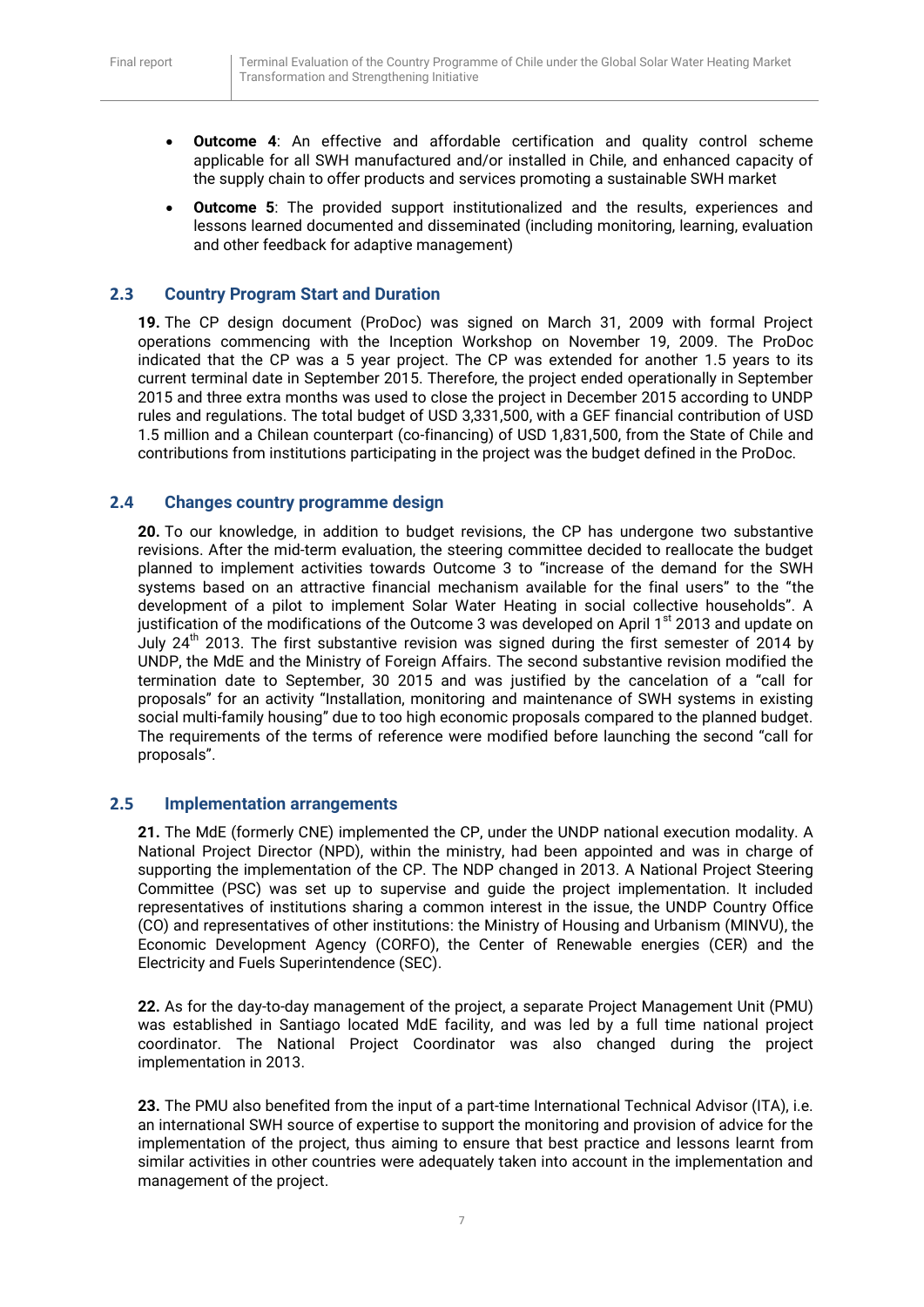- **Outcome 4**: An effective and affordable certification and quality control scheme applicable for all SWH manufactured and/or installed in Chile, and enhanced capacity of the supply chain to offer products and services promoting a sustainable SWH market
- **Outcome 5**: The provided support institutionalized and the results, experiences and lessons learned documented and disseminated (including monitoring, learning, evaluation and other feedback for adaptive management)

## 2.3 Country Program Start and Duration

**19.** The CP design document (ProDoc) was signed on March 31, 2009 with formal Project operations commencing with the Inception Workshop on November 19, 2009. The ProDoc indicated that the CP was a 5 year project. The CP was extended for another 1.5 years to its current terminal date in September 2015. Therefore, the project ended operationally in September 2015 and three extra months was used to close the project in December 2015 according to UNDP rules and regulations. The total budget of USD 3,331,500, with a GEF financial contribution of USD 1.5 million and a Chilean counterpart (co-financing) of USD 1,831,500, from the State of Chile and contributions from institutions participating in the project was the budget defined in the ProDoc.

## 2.4 Changes country programme design

**20.** To our knowledge, in addition to budget revisions, the CP has undergone two substantive revisions. After the mid-term evaluation, the steering committee decided to reallocate the budget planned to implement activities towards Outcome 3 to "increase of the demand for the SWH systems based on an attractive financial mechanism available for the final users" to the "the development of a pilot to implement Solar Water Heating in social collective households". A justification of the modifications of the Outcome 3 was developed on April 1st 2013 and update on July 24th 2013. The first substantive revision was signed during the first semester of 2014 by UNDP, the MdE and the Ministry of Foreign Affairs. The second substantive revision modified the termination date to September, 30 2015 and was justified by the cancelation of a "call for proposals" for an activity "Installation, monitoring and maintenance of SWH systems in existing social multi-family housing" due to too high economic proposals compared to the planned budget. The requirements of the terms of reference were modified before launching the second "call for proposals".

## 2.5 Implementation arrangements

**21.** The MdE (formerly CNE) implemented the CP, under the UNDP national execution modality. A National Project Director (NPD), within the ministry, had been appointed and was in charge of supporting the implementation of the CP. The NDP changed in 2013. A National Project Steering Committee (PSC) was set up to supervise and guide the project implementation. It included representatives of institutions sharing a common interest in the issue, the UNDP Country Office (CO) and representatives of other institutions: the Ministry of Housing and Urbanism (MINVU), the Economic Development Agency (CORFO), the Center of Renewable energies (CER) and the Electricity and Fuels Superintendence (SEC).

**22.** As for the day-to-day management of the project, a separate Project Management Unit (PMU) was established in Santiago located MdE facility, and was led by a full time national project coordinator. The National Project Coordinator was also changed during the project implementation in 2013.

**23.** The PMU also benefited from the input of a part-time International Technical Advisor (ITA), i.e. an international SWH source of expertise to support the monitoring and provision of advice for the implementation of the project, thus aiming to ensure that best practice and lessons learnt from similar activities in other countries were adequately taken into account in the implementation and management of the project.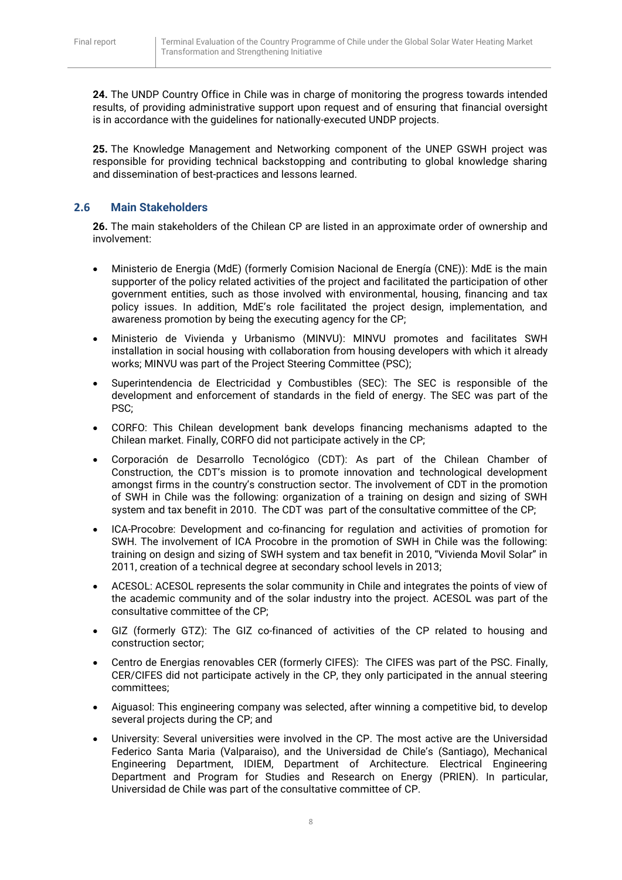**24.** The UNDP Country Office in Chile was in charge of monitoring the progress towards intended results, of providing administrative support upon request and of ensuring that financial oversight is in accordance with the guidelines for nationally-executed UNDP projects.

**25.** The Knowledge Management and Networking component of the UNEP GSWH project was responsible for providing technical backstopping and contributing to global knowledge sharing and dissemination of best-practices and lessons learned.

## 2.6 Main Stakeholders

**26.** The main stakeholders of the Chilean CP are listed in an approximate order of ownership and involvement:

- Ministerio de Energia (MdE) (formerly Comision Nacional de Energía (CNE)): MdE is the main supporter of the policy related activities of the project and facilitated the participation of other government entities, such as those involved with environmental, housing, financing and tax policy issues. In addition, MdE's role facilitated the project design, implementation, and awareness promotion by being the executing agency for the CP;
- Ministerio de Vivienda y Urbanismo (MINVU): MINVU promotes and facilitates SWH installation in social housing with collaboration from housing developers with which it already works; MINVU was part of the Project Steering Committee (PSC);
- Superintendencia de Electricidad y Combustibles (SEC): The SEC is responsible of the development and enforcement of standards in the field of energy. The SEC was part of the PSC;
- CORFO: This Chilean development bank develops financing mechanisms adapted to the Chilean market. Finally, CORFO did not participate actively in the CP;
- Corporación de Desarrollo Tecnológico (CDT): As part of the Chilean Chamber of Construction, the CDT's mission is to promote innovation and technological development amongst firms in the country's construction sector. The involvement of CDT in the promotion of SWH in Chile was the following: organization of a training on design and sizing of SWH system and tax benefit in 2010. The CDT was part of the consultative committee of the CP;
- ICA-Procobre: Development and co-financing for regulation and activities of promotion for SWH. The involvement of ICA Procobre in the promotion of SWH in Chile was the following: training on design and sizing of SWH system and tax benefit in 2010, "Vivienda Movil Solar" in 2011, creation of a technical degree at secondary school levels in 2013;
- ACESOL: ACESOL represents the solar community in Chile and integrates the points of view of the academic community and of the solar industry into the project. ACESOL was part of the consultative committee of the CP;
- GIZ (formerly GTZ): The GIZ co-financed of activities of the CP related to housing and construction sector;
- Centro de Energias renovables CER (formerly CIFES): The CIFES was part of the PSC. Finally, CER/CIFES did not participate actively in the CP, they only participated in the annual steering committees;
- Aiguasol: This engineering company was selected, after winning a competitive bid, to develop several projects during the CP; and
- University: Several universities were involved in the CP. The most active are the Universidad Federico Santa Maria (Valparaiso), and the Universidad de Chile's (Santiago), Mechanical Engineering Department, IDIEM, Department of Architecture. Electrical Engineering Department and Program for Studies and Research on Energy (PRIEN). In particular, Universidad de Chile was part of the consultative committee of CP.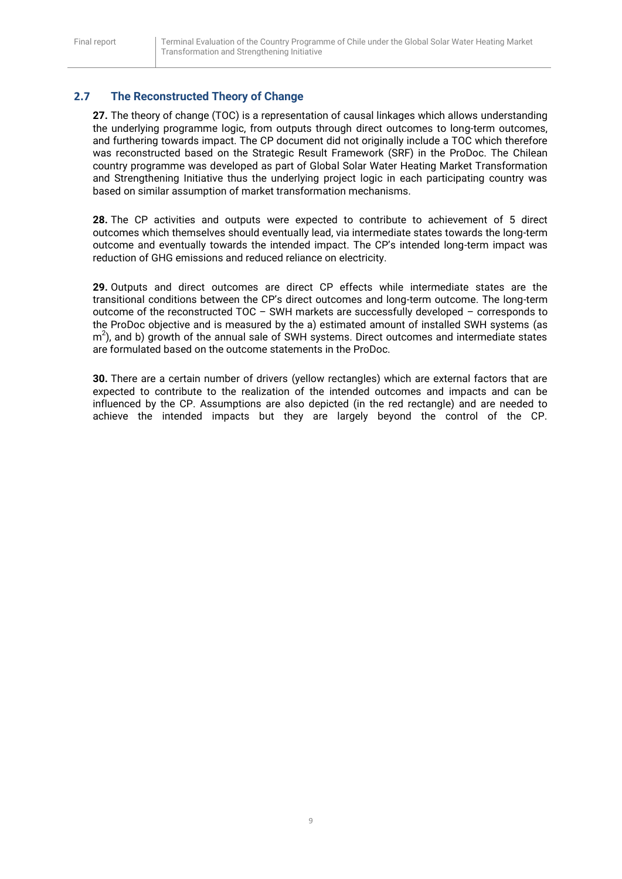## 2.7 The Reconstructed Theory of Change

**27.** The theory of change (TOC) is a representation of causal linkages which allows understanding the underlying programme logic, from outputs through direct outcomes to long-term outcomes, and furthering towards impact. The CP document did not originally include a TOC which therefore was reconstructed based on the Strategic Result Framework (SRF) in the ProDoc. The Chilean country programme was developed as part of Global Solar Water Heating Market Transformation and Strengthening Initiative thus the underlying project logic in each participating country was based on similar assumption of market transformation mechanisms.

**28.** The CP activities and outputs were expected to contribute to achievement of 5 direct outcomes which themselves should eventually lead, via intermediate states towards the long-term outcome and eventually towards the intended impact. The CP's intended long-term impact was reduction of GHG emissions and reduced reliance on electricity.

**29.** Outputs and direct outcomes are direct CP effects while intermediate states are the transitional conditions between the CP's direct outcomes and long-term outcome. The long-term outcome of the reconstructed TOC – SWH markets are successfully developed – corresponds to the ProDoc objective and is measured by the a) estimated amount of installed SWH systems (as $m^2$), and b) growth of the annual sale of SWH systems. Direct outcomes and intermediate states are formulated based on the outcome statements in the ProDoc.

**30.** There are a certain number of drivers (yellow rectangles) which are external factors that are expected to contribute to the realization of the intended outcomes and impacts and can be influenced by the CP. Assumptions are also depicted (in the red rectangle) and are needed to achieve the intended impacts but they are largely beyond the control of the CP.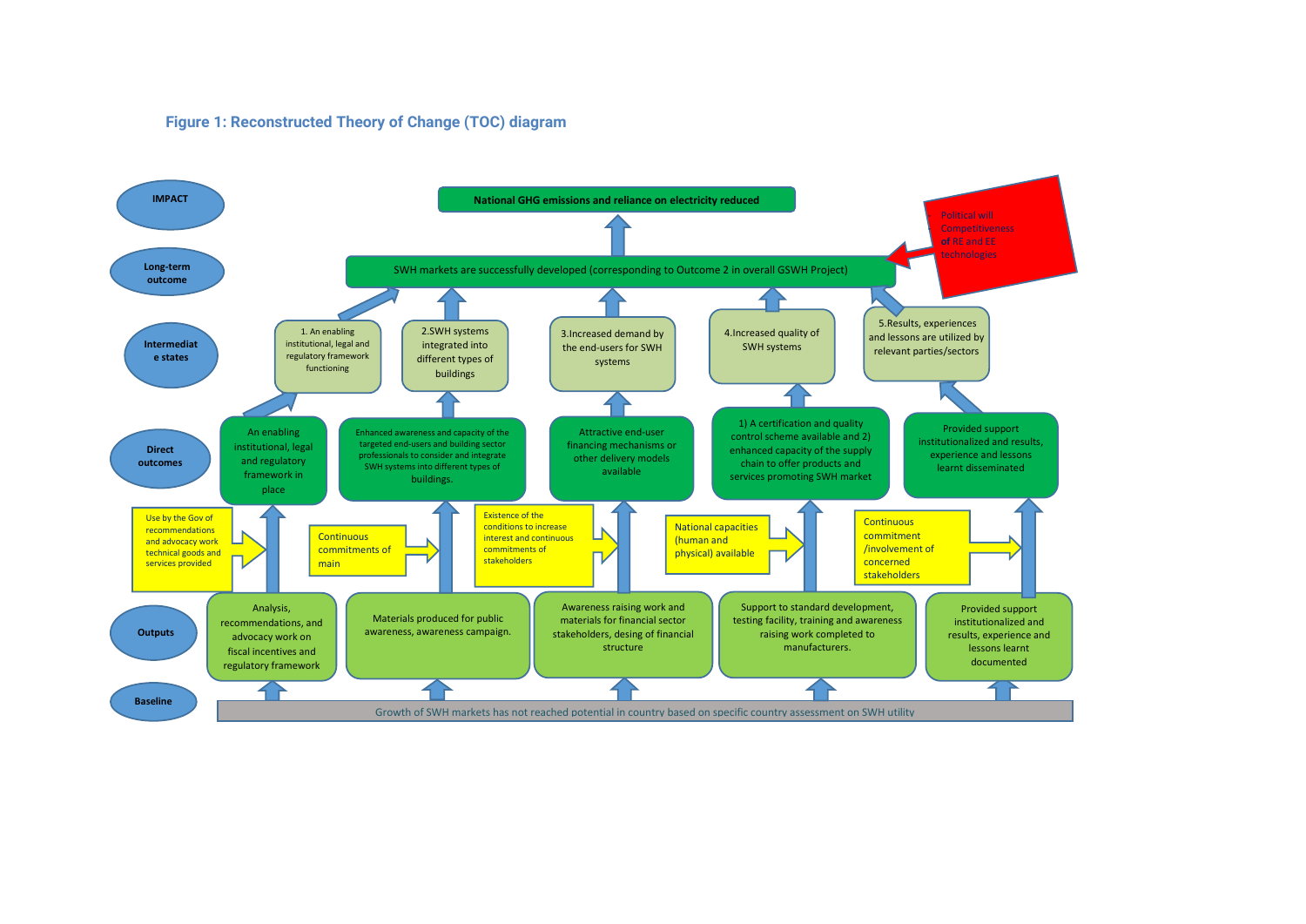**Figure 1: Reconstructed Theory of Change (TOC) diagram**

**IMPACT**

National GHG emissions and reliance on electricity reduced

**Long-term outcome**

SWH markets are successfully developed (corresponding to Outcome 2 in overall GSWH Project)

Political will
Competitiveness of RE and EE technologies

**Intermediate states**

1. An enabling institutional, legal and regulatory framework functioning
2. SWH systems integrated into different types of buildings
3. Increased demand by the end-users for SWH systems
4. Increased quality of SWH systems
5. Results, experiences and lessons are utilized by relevant parties/sectors

**Direct outcomes**

- An enabling institutional, legal and regulatory framework in place
- Enhanced awareness and capacity of the targeted end-users and building sector professionals to consider and integrate SWH systems into different types of buildings.
- Attractive end-user financing mechanisms or other delivery models available
- 1) A certification and quality control scheme available and 2) enhanced capacity of the supply chain to offer products and services promoting SWH market
- Provided support institutionalized and results, experience and lessons learnt disseminated

**Assumptions/drivers:**

- Use by the Gov of recommendations and advocacy work technical goods and services provided
- Continuous commitments of main
- Existence of the conditions to increase interest and continuous commitments of stakeholders
- National capacities (human and physical) available
- Continuous commitment /involvement of concerned stakeholders

**Outputs**

- Analysis, recommendations, and advocacy work on fiscal incentives and regulatory framework
- Materials produced for public awareness, awareness campaign.
- Awareness raising work and materials for financial sector stakeholders, desing of financial structure
- Support to standard development, testing facility, training and awareness raising work completed to manufacturers.
- Provided support institutionalized and results, experience and lessons learnt documented

**Baseline**

Growth of SWH markets has not reached potential in country based on specific country assessment on SWH utility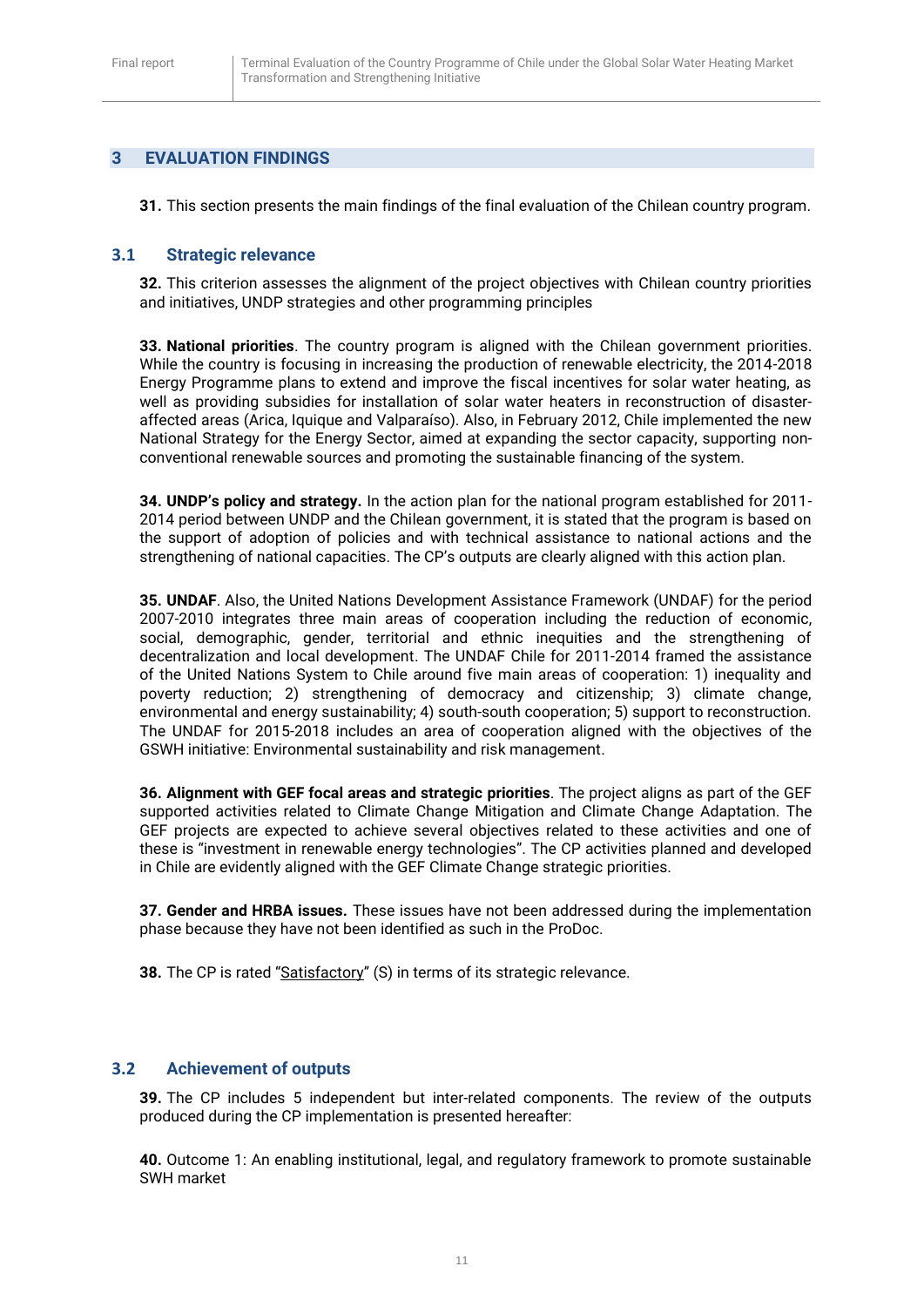## 3 EVALUATION FINDINGS

**31.** This section presents the main findings of the final evaluation of the Chilean country program.

### 3.1 Strategic relevance

**32.** This criterion assesses the alignment of the project objectives with Chilean country priorities and initiatives, UNDP strategies and other programming principles

**33. National priorities**. The country program is aligned with the Chilean government priorities. While the country is focusing in increasing the production of renewable electricity, the 2014-2018 Energy Programme plans to extend and improve the fiscal incentives for solar water heating, as well as providing subsidies for installation of solar water heaters in reconstruction of disaster-affected areas (Arica, Iquique and Valparaíso). Also, in February 2012, Chile implemented the new National Strategy for the Energy Sector, aimed at expanding the sector capacity, supporting non-conventional renewable sources and promoting the sustainable financing of the system.

**34. UNDP's policy and strategy.** In the action plan for the national program established for 2011-2014 period between UNDP and the Chilean government, it is stated that the program is based on the support of adoption of policies and with technical assistance to national actions and the strengthening of national capacities. The CP's outputs are clearly aligned with this action plan.

**35. UNDAF**. Also, the United Nations Development Assistance Framework (UNDAF) for the period 2007-2010 integrates three main areas of cooperation including the reduction of economic, social, demographic, gender, territorial and ethnic inequities and the strengthening of decentralization and local development. The UNDAF Chile for 2011-2014 framed the assistance of the United Nations System to Chile around five main areas of cooperation: 1) inequality and poverty reduction; 2) strengthening of democracy and citizenship; 3) climate change, environmental and energy sustainability; 4) south-south cooperation; 5) support to reconstruction. The UNDAF for 2015-2018 includes an area of cooperation aligned with the objectives of the GSWH initiative: Environmental sustainability and risk management.

**36. Alignment with GEF focal areas and strategic priorities**. The project aligns as part of the GEF supported activities related to Climate Change Mitigation and Climate Change Adaptation. The GEF projects are expected to achieve several objectives related to these activities and one of these is "investment in renewable energy technologies". The CP activities planned and developed in Chile are evidently aligned with the GEF Climate Change strategic priorities.

**37. Gender and HRBA issues.** These issues have not been addressed during the implementation phase because they have not been identified as such in the ProDoc.

**38.** The CP is rated "Satisfactory" (S) in terms of its strategic relevance.

### 3.2 Achievement of outputs

**39.** The CP includes 5 independent but inter-related components. The review of the outputs produced during the CP implementation is presented hereafter:

**40.** Outcome 1: An enabling institutional, legal, and regulatory framework to promote sustainable SWH market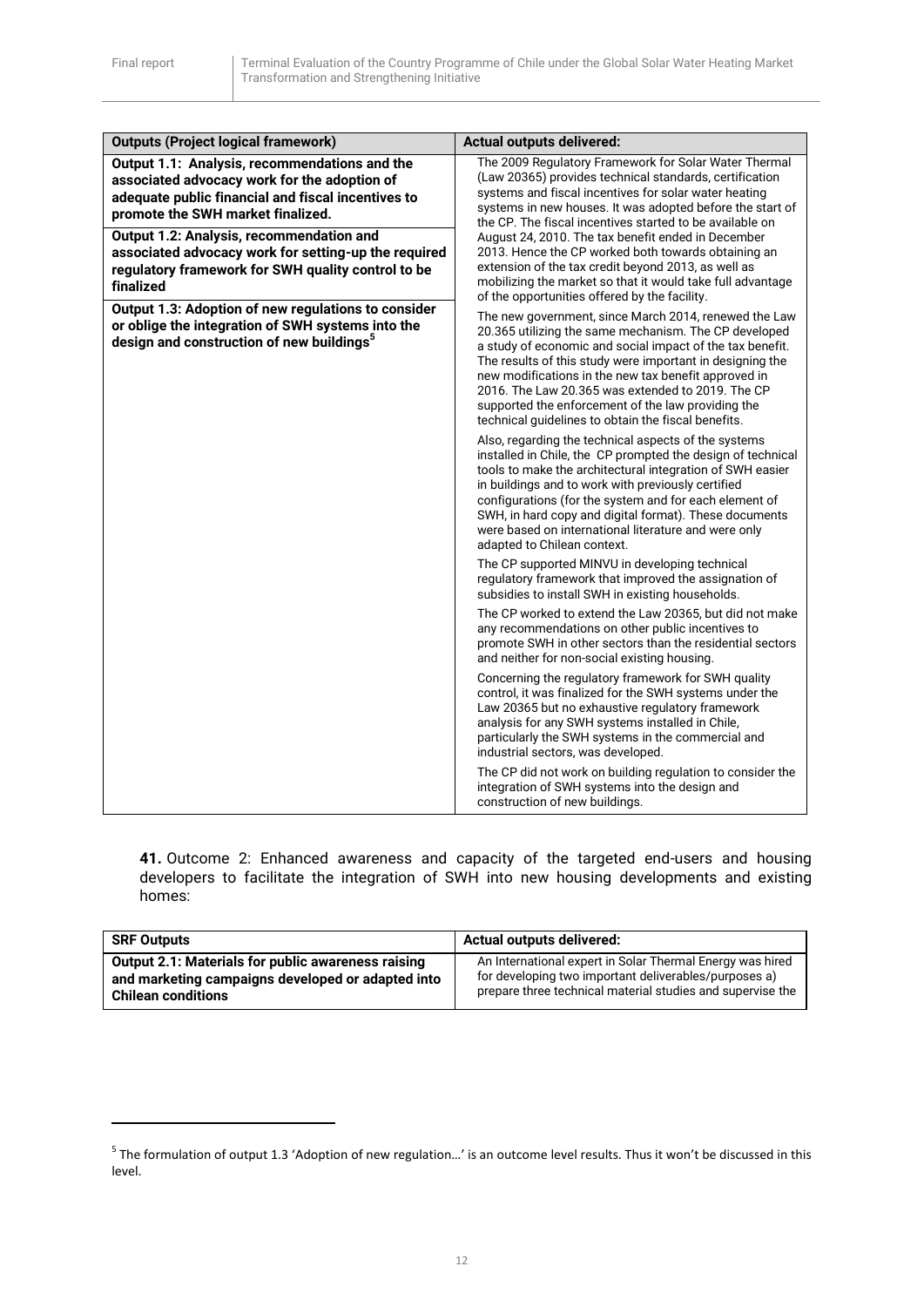| Outputs (Project logical framework) | Actual outputs delivered: |
|---|---|
| **Output 1.1: Analysis, recommendations and the associated advocacy work for the adoption of adequate public financial and fiscal incentives to promote the SWH market finalized.**<br><br>**Output 1.2: Analysis, recommendation and associated advocacy work for setting-up the required regulatory framework for SWH quality control to be finalized**<br><br>**Output 1.3: Adoption of new regulations to consider or oblige the integration of SWH systems into the design and construction of new buildings**[5] | The 2009 Regulatory Framework for Solar Water Thermal (Law 20365) provides technical standards, certification systems and fiscal incentives for solar water heating systems in new houses. It was adopted before the start of the CP. The fiscal incentives started to be available on August 24, 2010. The tax benefit ended in December 2013. Hence the CP worked both towards obtaining an extension of the tax credit beyond 2013, as well as mobilizing the market so that it would take full advantage of the opportunities offered by the facility.<br><br>The new government, since March 2014, renewed the Law 20.365 utilizing the same mechanism. The CP developed a study of economic and social impact of the tax benefit. The results of this study were important in designing the new modifications in the new tax benefit approved in 2016. The Law 20.365 was extended to 2019. The CP supported the enforcement of the law providing the technical guidelines to obtain the fiscal benefits.<br><br>Also, regarding the technical aspects of the systems installed in Chile, the CP prompted the design of technical tools to make the architectural integration of SWH easier in buildings and to work with previously certified configurations (for the system and for each element of SWH, in hard copy and digital format). These documents were based on international literature and were only adapted to Chilean context.<br><br>The CP supported MINVU in developing technical regulatory framework that improved the assignation of subsidies to install SWH in existing households.<br><br>The CP worked to extend the Law 20365, but did not make any recommendations on other public incentives to promote SWH in other sectors than the residential sectors and neither for non-social existing housing.<br><br>Concerning the regulatory framework for SWH quality control, it was finalized for the SWH systems under the Law 20365 but no exhaustive regulatory framework analysis for any SWH systems installed in Chile, particularly the SWH systems in the commercial and industrial sectors, was developed.<br><br>The CP did not work on building regulation to consider the integration of SWH systems into the design and construction of new buildings. |

**41.** Outcome 2: Enhanced awareness and capacity of the targeted end-users and housing developers to facilitate the integration of SWH into new housing developments and existing homes:

| SRF Outputs | Actual outputs delivered: |
|---|---|
| **Output 2.1: Materials for public awareness raising and marketing campaigns developed or adapted into Chilean conditions** | An International expert in Solar Thermal Energy was hired for developing two important deliverables/purposes a) prepare three technical material studies and supervise the |

[5] The formulation of output 1.3 'Adoption of new regulation…' is an outcome level results. Thus it won't be discussed in this level.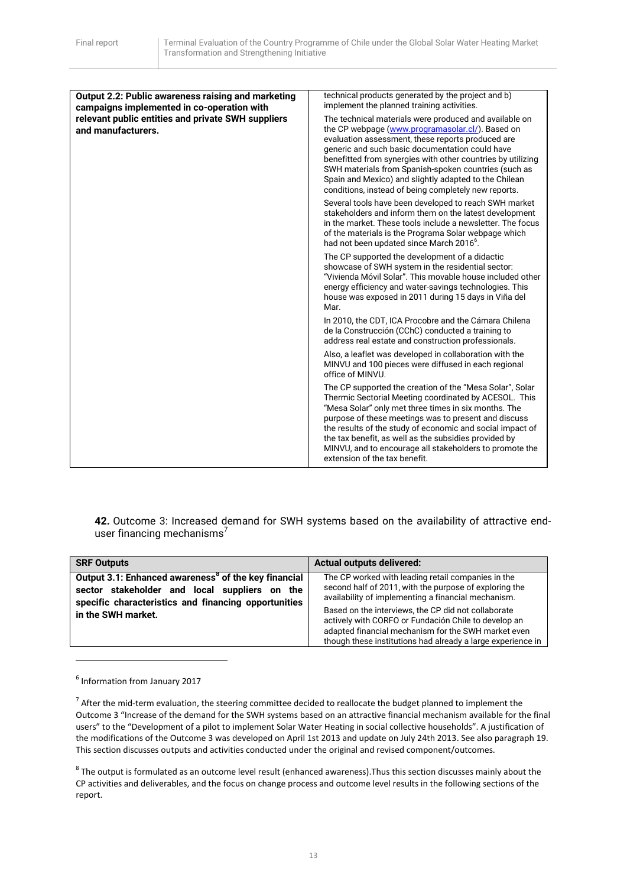| Output 2.2: Public awareness raising and marketing campaigns implemented in co-operation with relevant public entities and private SWH suppliers and manufacturers. | technical products generated by the project and b) implement the planned training activities.<br><br>The technical materials were produced and available on the CP webpage (www.programasolar.cl/). Based on evaluation assessment, these reports produced are generic and such basic documentation could have benefitted from synergies with other countries by utilizing SWH materials from Spanish-spoken countries (such as Spain and Mexico) and slightly adapted to the Chilean conditions, instead of being completely new reports.<br><br>Several tools have been developed to reach SWH market stakeholders and inform them on the latest development in the market. These tools include a newsletter. The focus of the materials is the Programa Solar webpage which had not been updated since March 2016[6].<br><br>The CP supported the development of a didactic showcase of SWH system in the residential sector: "Vivienda Móvil Solar". This movable house included other energy efficiency and water-savings technologies. This house was exposed in 2011 during 15 days in Viña del Mar.<br><br>In 2010, the CDT, ICA Procobre and the Cámara Chilena de la Construcción (CChC) conducted a training to address real estate and construction professionals.<br><br>Also, a leaflet was developed in collaboration with the MINVU and 100 pieces were diffused in each regional office of MINVU.<br><br>The CP supported the creation of the "Mesa Solar", Solar Thermic Sectorial Meeting coordinated by ACESOL. This "Mesa Solar" only met three times in six months. The purpose of these meetings was to present and discuss the results of the study of economic and social impact of the tax benefit, as well as the subsidies provided by MINVU, and to encourage all stakeholders to promote the extension of the tax benefit. |
|---|---|

**42.** Outcome 3: Increased demand for SWH systems based on the availability of attractive end-user financing mechanisms[7]

| SRF Outputs | Actual outputs delivered: |
|---|---|
| **Output 3.1: Enhanced awareness[8] of the key financial sector stakeholder and local suppliers on the specific characteristics and financing opportunities in the SWH market.** | The CP worked with leading retail companies in the second half of 2011, with the purpose of exploring the availability of implementing a financial mechanism.<br><br>Based on the interviews, the CP did not collaborate actively with CORFO or Fundación Chile to develop an adapted financial mechanism for the SWH market even though these institutions had already a large experience in |

[6] Information from January 2017

[7] After the mid-term evaluation, the steering committee decided to reallocate the budget planned to implement the Outcome 3 "Increase of the demand for the SWH systems based on an attractive financial mechanism available for the final users" to the "Development of a pilot to implement Solar Water Heating in social collective households". A justification of the modifications of the Outcome 3 was developed on April 1st 2013 and update on July 24th 2013. See also paragraph 19. This section discusses outputs and activities conducted under the original and revised component/outcomes.

[8] The output is formulated as an outcome level result (enhanced awareness).Thus this section discusses mainly about the CP activities and deliverables, and the focus on change process and outcome level results in the following sections of the report.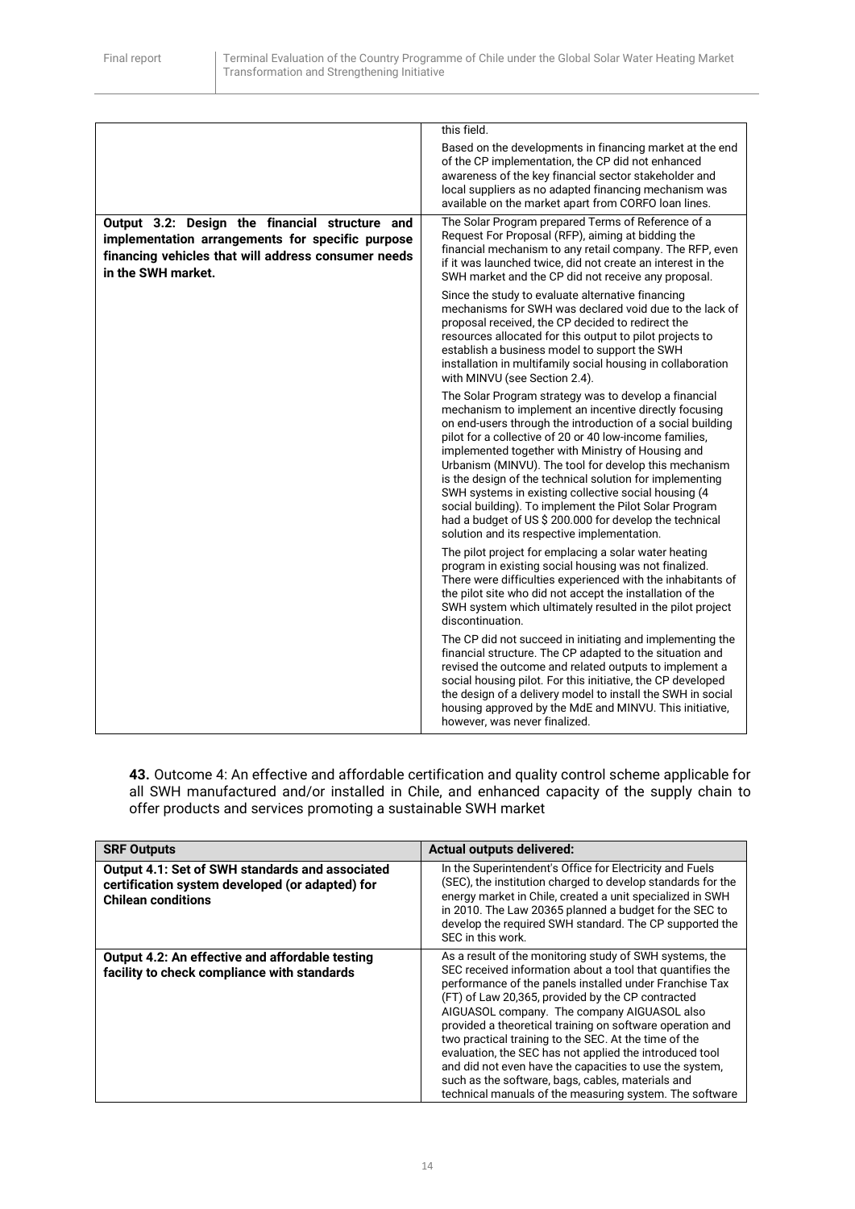| | |
|---|---|
| | this field.<br><br>Based on the developments in financing market at the end of the CP implementation, the CP did not enhanced awareness of the key financial sector stakeholder and local suppliers as no adapted financing mechanism was available on the market apart from CORFO loan lines. |
| **Output 3.2: Design the financial structure and implementation arrangements for specific purpose financing vehicles that will address consumer needs in the SWH market.** | The Solar Program prepared Terms of Reference of a Request For Proposal (RFP), aiming at bidding the financial mechanism to any retail company. The RFP, even if it was launched twice, did not create an interest in the SWH market and the CP did not receive any proposal.<br><br>Since the study to evaluate alternative financing mechanisms for SWH was declared void due to the lack of proposal received, the CP decided to redirect the resources allocated for this output to pilot projects to establish a business model to support the SWH installation in multifamily social housing in collaboration with MINVU (see Section 2.4).<br><br>The Solar Program strategy was to develop a financial mechanism to implement an incentive directly focusing on end-users through the introduction of a social building pilot for a collective of 20 or 40 low-income families, implemented together with Ministry of Housing and Urbanism (MINVU). The tool for develop this mechanism is the design of the technical solution for implementing SWH systems in existing collective social housing (4 social building). To implement the Pilot Solar Program had a budget of US $ 200.000 for develop the technical solution and its respective implementation.<br><br>The pilot project for emplacing a solar water heating program in existing social housing was not finalized. There were difficulties experienced with the inhabitants of the pilot site who did not accept the installation of the SWH system which ultimately resulted in the pilot project discontinuation.<br><br>The CP did not succeed in initiating and implementing the financial structure. The CP adapted to the situation and revised the outcome and related outputs to implement a social housing pilot. For this initiative, the CP developed the design of a delivery model to install the SWH in social housing approved by the MdE and MINVU. This initiative, however, was never finalized. |

**43.** Outcome 4: An effective and affordable certification and quality control scheme applicable for all SWH manufactured and/or installed in Chile, and enhanced capacity of the supply chain to offer products and services promoting a sustainable SWH market

| SRF Outputs | Actual outputs delivered: |
|---|---|
| **Output 4.1: Set of SWH standards and associated certification system developed (or adapted) for Chilean conditions** | In the Superintendent's Office for Electricity and Fuels (SEC), the institution charged to develop standards for the energy market in Chile, created a unit specialized in SWH in 2010. The Law 20365 planned a budget for the SEC to develop the required SWH standard. The CP supported the SEC in this work. |
| **Output 4.2: An effective and affordable testing facility to check compliance with standards** | As a result of the monitoring study of SWH systems, the SEC received information about a tool that quantifies the performance of the panels installed under Franchise Tax (FT) of Law 20,365, provided by the CP contracted AIGUASOL company. The company AIGUASOL also provided a theoretical training on software operation and two practical training to the SEC. At the time of the evaluation, the SEC has not applied the introduced tool and did not even have the capacities to use the system, such as the software, bags, cables, materials and technical manuals of the measuring system. The software |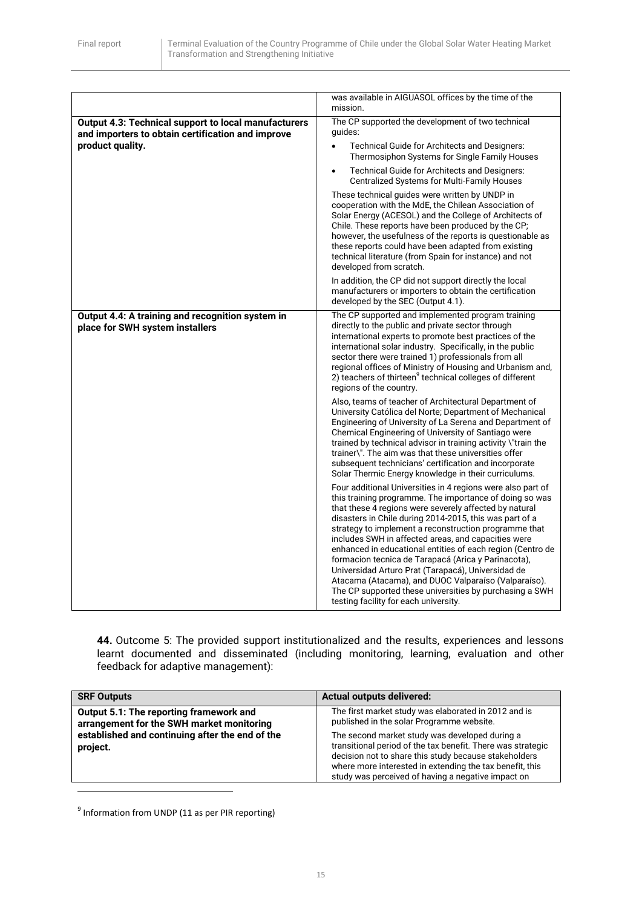| | |
|---|---|
| | was available in AIGUASOL offices by the time of the mission. |
| **Output 4.3: Technical support to local manufacturers and importers to obtain certification and improve product quality.** | The CP supported the development of two technical guides:<br>• Technical Guide for Architects and Designers: Thermosiphon Systems for Single Family Houses<br>• Technical Guide for Architects and Designers: Centralized Systems for Multi-Family Houses<br><br>These technical guides were written by UNDP in cooperation with the MdE, the Chilean Association of Solar Energy (ACESOL) and the College of Architects of Chile. These reports have been produced by the CP; however, the usefulness of the reports is questionable as these reports could have been adapted from existing technical literature (from Spain for instance) and not developed from scratch.<br><br>In addition, the CP did not support directly the local manufacturers or importers to obtain the certification developed by the SEC (Output 4.1). |
| **Output 4.4: A training and recognition system in place for SWH system installers** | The CP supported and implemented program training directly to the public and private sector through international experts to promote best practices of the international solar industry. Specifically, in the public sector there were trained 1) professionals from all regional offices of Ministry of Housing and Urbanism and, 2) teachers of thirteen[9] technical colleges of different regions of the country.<br><br>Also, teams of teacher of Architectural Department of University Católica del Norte; Department of Mechanical Engineering of University of La Serena and Department of Chemical Engineering of University of Santiago were trained by technical advisor in training activity \"train the trainer\". The aim was that these universities offer subsequent technicians' certification and incorporate Solar Thermic Energy knowledge in their curriculums.<br><br>Four additional Universities in 4 regions were also part of this training programme. The importance of doing so was that these 4 regions were severely affected by natural disasters in Chile during 2014-2015, this was part of a strategy to implement a reconstruction programme that includes SWH in affected areas, and capacities were enhanced in educational entities of each region (Centro de formacion tecnica de Tarapacá (Arica y Parinacota), Universidad Arturo Prat (Tarapacá), Universidad de Atacama (Atacama), and DUOC Valparaíso (Valparaíso). The CP supported these universities by purchasing a SWH testing facility for each university. |

**44.** Outcome 5: The provided support institutionalized and the results, experiences and lessons learnt documented and disseminated (including monitoring, learning, evaluation and other feedback for adaptive management):

| SRF Outputs | Actual outputs delivered: |
|---|---|
| **Output 5.1: The reporting framework and arrangement for the SWH market monitoring established and continuing after the end of the project.** | The first market study was elaborated in 2012 and is published in the solar Programme website.<br><br>The second market study was developed during a transitional period of the tax benefit. There was strategic decision not to share this study because stakeholders where more interested in extending the tax benefit, this study was perceived of having a negative impact on |

[9] Information from UNDP (11 as per PIR reporting)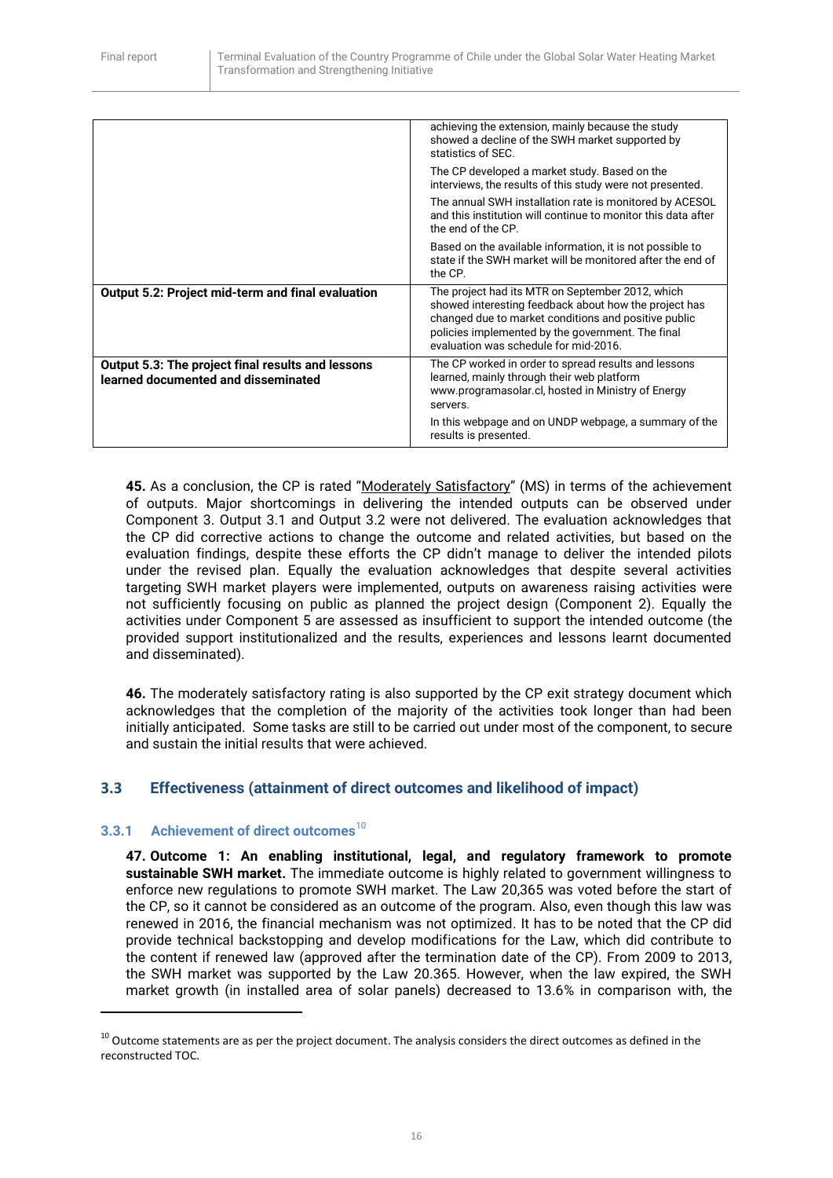| | |
|---|---|
| | achieving the extension, mainly because the study showed a decline of the SWH market supported by statistics of SEC.<br><br>The CP developed a market study. Based on the interviews, the results of this study were not presented.<br><br>The annual SWH installation rate is monitored by ACESOL and this institution will continue to monitor this data after the end of the CP.<br><br>Based on the available information, it is not possible to state if the SWH market will be monitored after the end of the CP. |
| **Output 5.2: Project mid-term and final evaluation** | The project had its MTR on September 2012, which showed interesting feedback about how the project has changed due to market conditions and positive public policies implemented by the government. The final evaluation was schedule for mid-2016. |
| **Output 5.3: The project final results and lessons learned documented and disseminated** | The CP worked in order to spread results and lessons learned, mainly through their web platform www.programasolar.cl, hosted in Ministry of Energy servers.<br><br>In this webpage and on UNDP webpage, a summary of the results is presented. |

**45.** As a conclusion, the CP is rated "Moderately Satisfactory" (MS) in terms of the achievement of outputs. Major shortcomings in delivering the intended outputs can be observed under Component 3. Output 3.1 and Output 3.2 were not delivered. The evaluation acknowledges that the CP did corrective actions to change the outcome and related activities, but based on the evaluation findings, despite these efforts the CP didn't manage to deliver the intended pilots under the revised plan. Equally the evaluation acknowledges that despite several activities targeting SWH market players were implemented, outputs on awareness raising activities were not sufficiently focusing on public as planned the project design (Component 2). Equally the activities under Component 5 are assessed as insufficient to support the intended outcome (the provided support institutionalized and the results, experiences and lessons learnt documented and disseminated).

**46.** The moderately satisfactory rating is also supported by the CP exit strategy document which acknowledges that the completion of the majority of the activities took longer than had been initially anticipated. Some tasks are still to be carried out under most of the component, to secure and sustain the initial results that were achieved.

## 3.3 Effectiveness (attainment of direct outcomes and likelihood of impact)

### 3.3.1 Achievement of direct outcomes[10]

**47. Outcome 1: An enabling institutional, legal, and regulatory framework to promote sustainable SWH market.** The immediate outcome is highly related to government willingness to enforce new regulations to promote SWH market. The Law 20,365 was voted before the start of the CP, so it cannot be considered as an outcome of the program. Also, even though this law was renewed in 2016, the financial mechanism was not optimized. It has to be noted that the CP did provide technical backstopping and develop modifications for the Law, which did contribute to the content if renewed law (approved after the termination date of the CP). From 2009 to 2013, the SWH market was supported by the Law 20.365. However, when the law expired, the SWH market growth (in installed area of solar panels) decreased to 13.6% in comparison with, the

[10] Outcome statements are as per the project document. The analysis considers the direct outcomes as defined in the reconstructed TOC.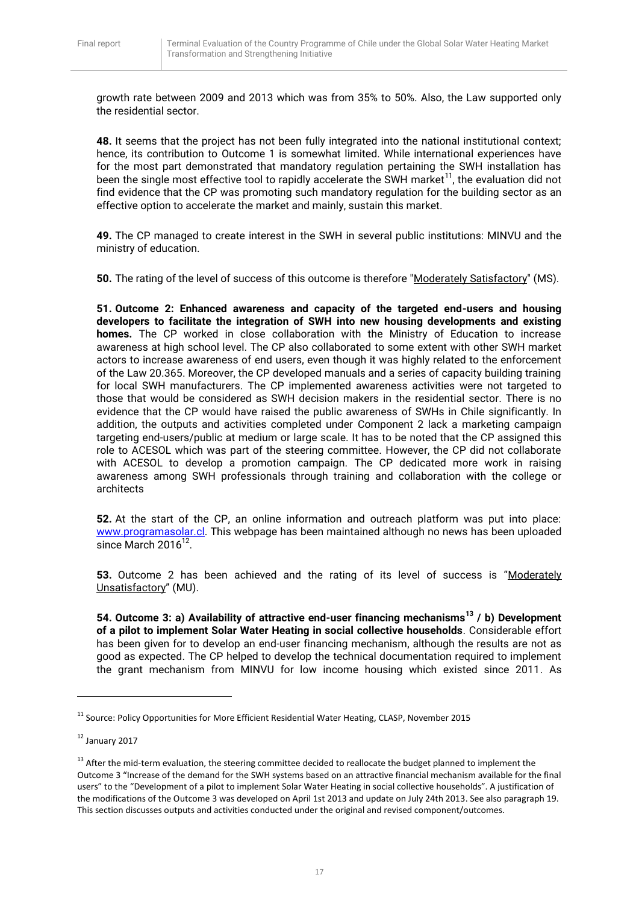growth rate between 2009 and 2013 which was from 35% to 50%. Also, the Law supported only the residential sector.

**48.** It seems that the project has not been fully integrated into the national institutional context; hence, its contribution to Outcome 1 is somewhat limited. While international experiences have for the most part demonstrated that mandatory regulation pertaining the SWH installation has been the single most effective tool to rapidly accelerate the SWH market[11], the evaluation did not find evidence that the CP was promoting such mandatory regulation for the building sector as an effective option to accelerate the market and mainly, sustain this market.

**49.** The CP managed to create interest in the SWH in several public institutions: MINVU and the ministry of education.

**50.** The rating of the level of success of this outcome is therefore "Moderately Satisfactory" (MS).

**51. Outcome 2: Enhanced awareness and capacity of the targeted end-users and housing developers to facilitate the integration of SWH into new housing developments and existing homes.** The CP worked in close collaboration with the Ministry of Education to increase awareness at high school level. The CP also collaborated to some extent with other SWH market actors to increase awareness of end users, even though it was highly related to the enforcement of the Law 20.365. Moreover, the CP developed manuals and a series of capacity building training for local SWH manufacturers. The CP implemented awareness activities were not targeted to those that would be considered as SWH decision makers in the residential sector. There is no evidence that the CP would have raised the public awareness of SWHs in Chile significantly. In addition, the outputs and activities completed under Component 2 lack a marketing campaign targeting end-users/public at medium or large scale. It has to be noted that the CP assigned this role to ACESOL which was part of the steering committee. However, the CP did not collaborate with ACESOL to develop a promotion campaign. The CP dedicated more work in raising awareness among SWH professionals through training and collaboration with the college or architects

**52.** At the start of the CP, an online information and outreach platform was put into place: www.programasolar.cl. This webpage has been maintained although no news has been uploaded since March 2016[12].

**53.** Outcome 2 has been achieved and the rating of its level of success is "Moderately Unsatisfactory" (MU).

**54. Outcome 3: a) Availability of attractive end-user financing mechanisms[13] / b) Development of a pilot to implement Solar Water Heating in social collective households**. Considerable effort has been given for to develop an end-user financing mechanism, although the results are not as good as expected. The CP helped to develop the technical documentation required to implement the grant mechanism from MINVU for low income housing which existed since 2011. As

---

[11] Source: Policy Opportunities for More Efficient Residential Water Heating, CLASP, November 2015

[12] January 2017

[13] After the mid-term evaluation, the steering committee decided to reallocate the budget planned to implement the Outcome 3 "Increase of the demand for the SWH systems based on an attractive financial mechanism available for the final users" to the "Development of a pilot to implement Solar Water Heating in social collective households". A justification of the modifications of the Outcome 3 was developed on April 1st 2013 and update on July 24th 2013. See also paragraph 19. This section discusses outputs and activities conducted under the original and revised component/outcomes.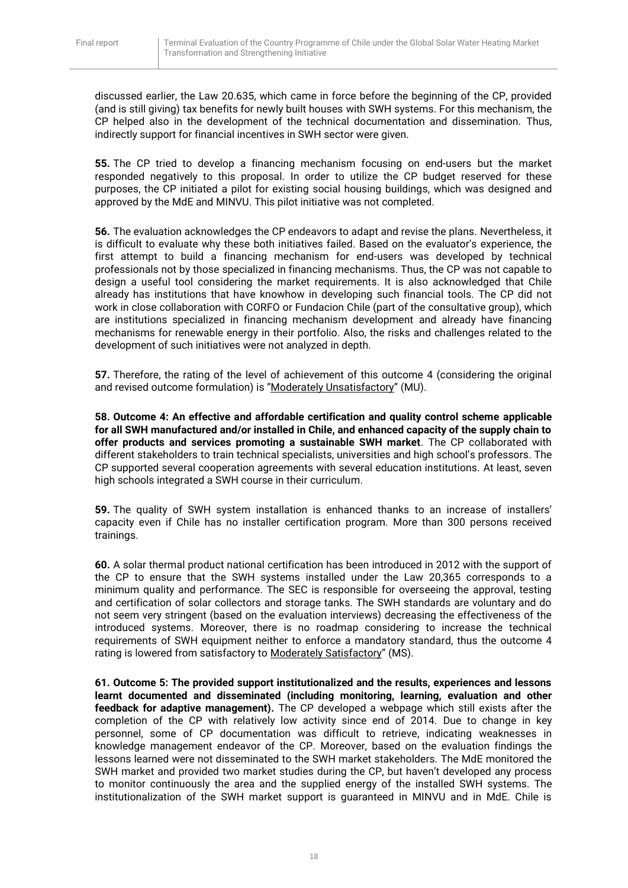discussed earlier, the Law 20.635, which came in force before the beginning of the CP, provided (and is still giving) tax benefits for newly built houses with SWH systems. For this mechanism, the CP helped also in the development of the technical documentation and dissemination. Thus, indirectly support for financial incentives in SWH sector were given.

**55.** The CP tried to develop a financing mechanism focusing on end-users but the market responded negatively to this proposal. In order to utilize the CP budget reserved for these purposes, the CP initiated a pilot for existing social housing buildings, which was designed and approved by the MdE and MINVU. This pilot initiative was not completed.

**56.** The evaluation acknowledges the CP endeavors to adapt and revise the plans. Nevertheless, it is difficult to evaluate why these both initiatives failed. Based on the evaluator's experience, the first attempt to build a financing mechanism for end-users was developed by technical professionals not by those specialized in financing mechanisms. Thus, the CP was not capable to design a useful tool considering the market requirements. It is also acknowledged that Chile already has institutions that have knowhow in developing such financial tools. The CP did not work in close collaboration with CORFO or Fundacion Chile (part of the consultative group), which are institutions specialized in financing mechanism development and already have financing mechanisms for renewable energy in their portfolio. Also, the risks and challenges related to the development of such initiatives were not analyzed in depth.

**57.** Therefore, the rating of the level of achievement of this outcome 4 (considering the original and revised outcome formulation) is "Moderately Unsatisfactory" (MU).

**58. Outcome 4: An effective and affordable certification and quality control scheme applicable for all SWH manufactured and/or installed in Chile, and enhanced capacity of the supply chain to offer products and services promoting a sustainable SWH market**. The CP collaborated with different stakeholders to train technical specialists, universities and high school's professors. The CP supported several cooperation agreements with several education institutions. At least, seven high schools integrated a SWH course in their curriculum.

**59.** The quality of SWH system installation is enhanced thanks to an increase of installers' capacity even if Chile has no installer certification program. More than 300 persons received trainings.

**60.** A solar thermal product national certification has been introduced in 2012 with the support of the CP to ensure that the SWH systems installed under the Law 20,365 corresponds to a minimum quality and performance. The SEC is responsible for overseeing the approval, testing and certification of solar collectors and storage tanks. The SWH standards are voluntary and do not seem very stringent (based on the evaluation interviews) decreasing the effectiveness of the introduced systems. Moreover, there is no roadmap considering to increase the technical requirements of SWH equipment neither to enforce a mandatory standard, thus the outcome 4 rating is lowered from satisfactory to Moderately Satisfactory" (MS).

**61. Outcome 5: The provided support institutionalized and the results, experiences and lessons learnt documented and disseminated (including monitoring, learning, evaluation and other feedback for adaptive management).** The CP developed a webpage which still exists after the completion of the CP with relatively low activity since end of 2014. Due to change in key personnel, some of CP documentation was difficult to retrieve, indicating weaknesses in knowledge management endeavor of the CP. Moreover, based on the evaluation findings the lessons learned were not disseminated to the SWH market stakeholders. The MdE monitored the SWH market and provided two market studies during the CP, but haven't developed any process to monitor continuously the area and the supplied energy of the installed SWH systems. The institutionalization of the SWH market support is guaranteed in MINVU and in MdE. Chile is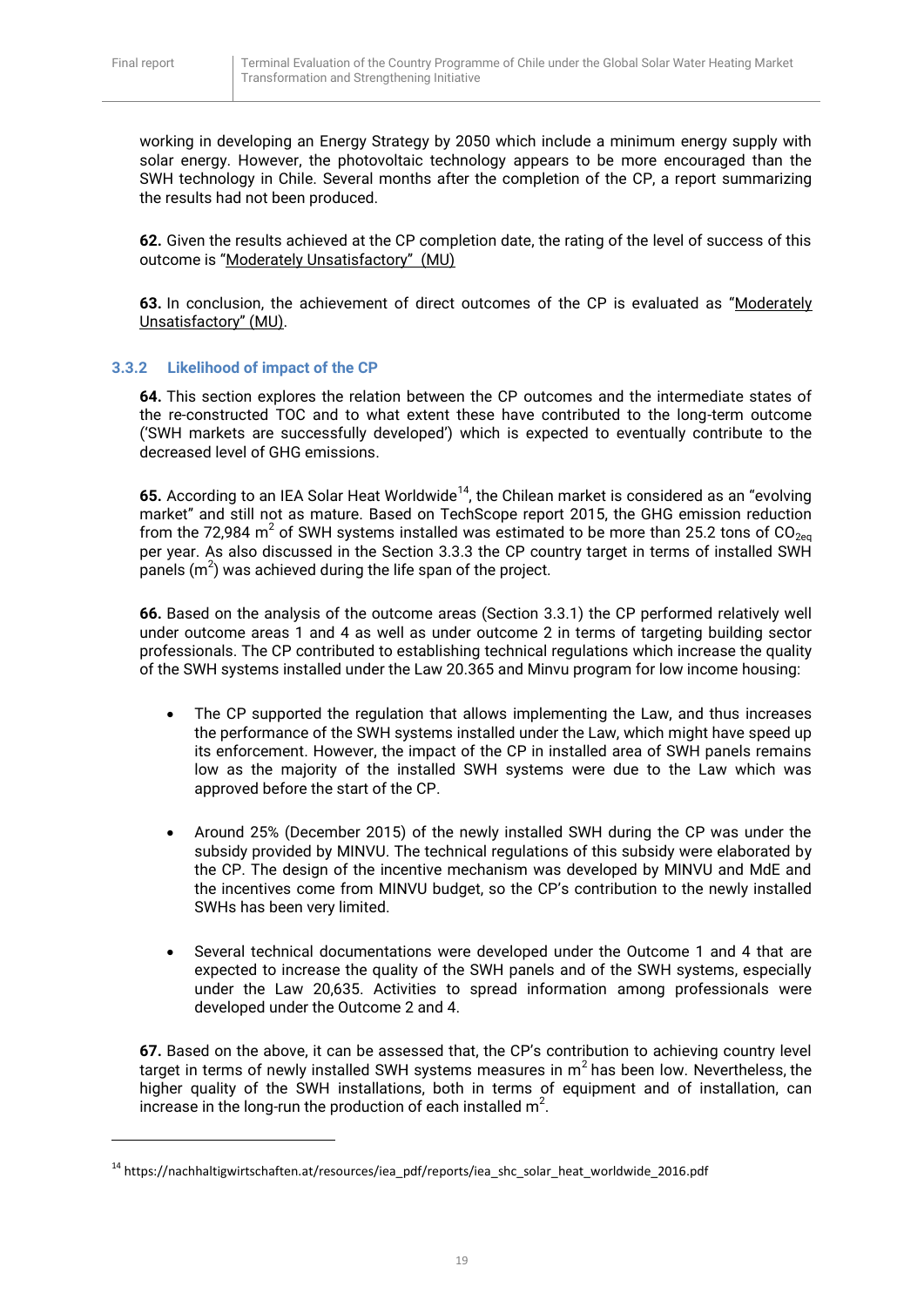working in developing an Energy Strategy by 2050 which include a minimum energy supply with solar energy. However, the photovoltaic technology appears to be more encouraged than the SWH technology in Chile. Several months after the completion of the CP, a report summarizing the results had not been produced.

**62.** Given the results achieved at the CP completion date, the rating of the level of success of this outcome is "Moderately Unsatisfactory" (MU)

**63.** In conclusion, the achievement of direct outcomes of the CP is evaluated as "Moderately Unsatisfactory" (MU).

### 3.3.2 Likelihood of impact of the CP

**64.** This section explores the relation between the CP outcomes and the intermediate states of the re-constructed TOC and to what extent these have contributed to the long-term outcome ('SWH markets are successfully developed') which is expected to eventually contribute to the decreased level of GHG emissions.

**65.** According to an IEA Solar Heat Worldwide[14], the Chilean market is considered as an "evolving market" and still not as mature. Based on TechScope report 2015, the GHG emission reduction from the 72,984 $m^2$ of SWH systems installed was estimated to be more than 25.2 tons of $CO_{2eq}$ per year. As also discussed in the Section 3.3.3 the CP country target in terms of installed SWH panels ($m^2$) was achieved during the life span of the project.

**66.** Based on the analysis of the outcome areas (Section 3.3.1) the CP performed relatively well under outcome areas 1 and 4 as well as under outcome 2 in terms of targeting building sector professionals. The CP contributed to establishing technical regulations which increase the quality of the SWH systems installed under the Law 20.365 and Minvu program for low income housing:

- The CP supported the regulation that allows implementing the Law, and thus increases the performance of the SWH systems installed under the Law, which might have speed up its enforcement. However, the impact of the CP in installed area of SWH panels remains low as the majority of the installed SWH systems were due to the Law which was approved before the start of the CP.

- Around 25% (December 2015) of the newly installed SWH during the CP was under the subsidy provided by MINVU. The technical regulations of this subsidy were elaborated by the CP. The design of the incentive mechanism was developed by MINVU and MdE and the incentives come from MINVU budget, so the CP's contribution to the newly installed SWHs has been very limited.

- Several technical documentations were developed under the Outcome 1 and 4 that are expected to increase the quality of the SWH panels and of the SWH systems, especially under the Law 20,635. Activities to spread information among professionals were developed under the Outcome 2 and 4.

**67.** Based on the above, it can be assessed that, the CP's contribution to achieving country level target in terms of newly installed SWH systems measures in $m^2$ has been low. Nevertheless, the higher quality of the SWH installations, both in terms of equipment and of installation, can increase in the long-run the production of each installed $m^2$.

[14] https://nachhaltigwirtschaften.at/resources/iea_pdf/reports/iea_shc_solar_heat_worldwide_2016.pdf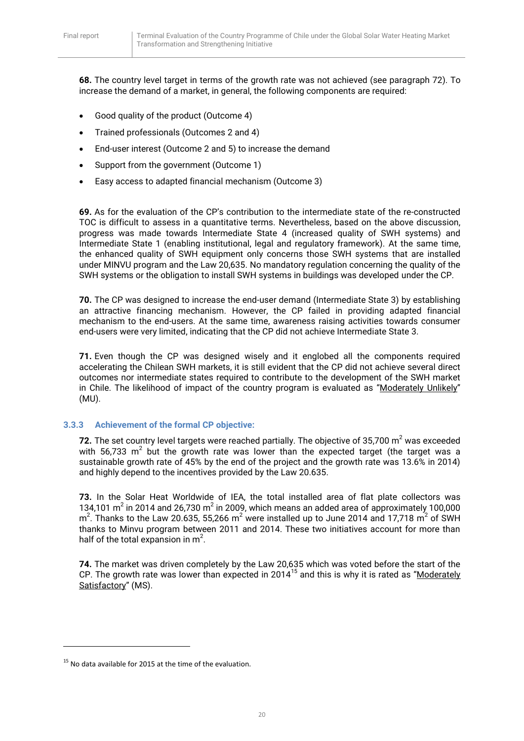**68.** The country level target in terms of the growth rate was not achieved (see paragraph 72). To increase the demand of a market, in general, the following components are required:

- Good quality of the product (Outcome 4)
- Trained professionals (Outcomes 2 and 4)
- End-user interest (Outcome 2 and 5) to increase the demand
- Support from the government (Outcome 1)
- Easy access to adapted financial mechanism (Outcome 3)

**69.** As for the evaluation of the CP's contribution to the intermediate state of the re-constructed TOC is difficult to assess in a quantitative terms. Nevertheless, based on the above discussion, progress was made towards Intermediate State 4 (increased quality of SWH systems) and Intermediate State 1 (enabling institutional, legal and regulatory framework). At the same time, the enhanced quality of SWH equipment only concerns those SWH systems that are installed under MINVU program and the Law 20,635. No mandatory regulation concerning the quality of the SWH systems or the obligation to install SWH systems in buildings was developed under the CP.

**70.** The CP was designed to increase the end-user demand (Intermediate State 3) by establishing an attractive financing mechanism. However, the CP failed in providing adapted financial mechanism to the end-users. At the same time, awareness raising activities towards consumer end-users were very limited, indicating that the CP did not achieve Intermediate State 3.

**71.** Even though the CP was designed wisely and it englobed all the components required accelerating the Chilean SWH markets, it is still evident that the CP did not achieve several direct outcomes nor intermediate states required to contribute to the development of the SWH market in Chile. The likelihood of impact of the country program is evaluated as "Moderately Unlikely" (MU).

### 3.3.3 Achievement of the formal CP objective:

**72.** The set country level targets were reached partially. The objective of 35,700 $m^2$ was exceeded with 56,733 $m^2$ but the growth rate was lower than the expected target (the target was a sustainable growth rate of 45% by the end of the project and the growth rate was 13.6% in 2014) and highly depend to the incentives provided by the Law 20.635.

**73.** In the Solar Heat Worldwide of IEA, the total installed area of flat plate collectors was 134,101 $m^2$ in 2014 and 26,730 $m^2$ in 2009, which means an added area of approximately 100,000 $m^2$. Thanks to the Law 20.635, 55,266 $m^2$ were installed up to June 2014 and 17,718 $m^2$ of SWH thanks to Minvu program between 2011 and 2014. These two initiatives account for more than half of the total expansion in $m^2$.

**74.** The market was driven completely by the Law 20,635 which was voted before the start of the CP. The growth rate was lower than expected in 2014[15] and this is why it is rated as "Moderately Satisfactory" (MS).

---

[15] No data available for 2015 at the time of the evaluation.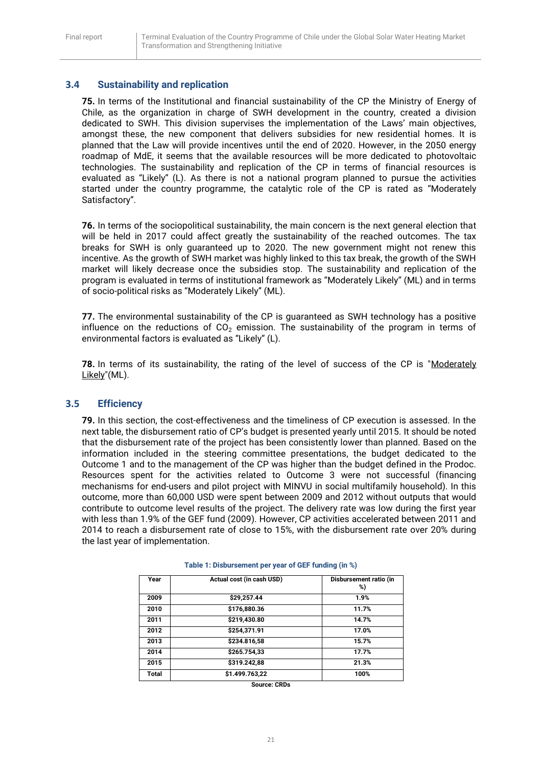### 3.4 Sustainability and replication

**75.** In terms of the Institutional and financial sustainability of the CP the Ministry of Energy of Chile, as the organization in charge of SWH development in the country, created a division dedicated to SWH. This division supervises the implementation of the Laws' main objectives, amongst these, the new component that delivers subsidies for new residential homes. It is planned that the Law will provide incentives until the end of 2020. However, in the 2050 energy roadmap of MdE, it seems that the available resources will be more dedicated to photovoltaic technologies. The sustainability and replication of the CP in terms of financial resources is evaluated as "Likely" (L). As there is not a national program planned to pursue the activities started under the country programme, the catalytic role of the CP is rated as "Moderately Satisfactory".

**76.** In terms of the sociopolitical sustainability, the main concern is the next general election that will be held in 2017 could affect greatly the sustainability of the reached outcomes. The tax breaks for SWH is only guaranteed up to 2020. The new government might not renew this incentive. As the growth of SWH market was highly linked to this tax break, the growth of the SWH market will likely decrease once the subsidies stop. The sustainability and replication of the program is evaluated in terms of institutional framework as "Moderately Likely" (ML) and in terms of socio-political risks as "Moderately Likely" (ML).

**77.** The environmental sustainability of the CP is guaranteed as SWH technology has a positive influence on the reductions of $CO_2$ emission. The sustainability of the program in terms of environmental factors is evaluated as "Likely" (L).

**78.** In terms of its sustainability, the rating of the level of success of the CP is "Moderately Likely"(ML).

### 3.5 Efficiency

**79.** In this section, the cost-effectiveness and the timeliness of CP execution is assessed. In the next table, the disbursement ratio of CP's budget is presented yearly until 2015. It should be noted that the disbursement rate of the project has been consistently lower than planned. Based on the information included in the steering committee presentations, the budget dedicated to the Outcome 1 and to the management of the CP was higher than the budget defined in the Prodoc. Resources spent for the activities related to Outcome 3 were not successful (financing mechanisms for end-users and pilot project with MINVU in social multifamily household). In this outcome, more than 60,000 USD were spent between 2009 and 2012 without outputs that would contribute to outcome level results of the project. The delivery rate was low during the first year with less than 1.9% of the GEF fund (2009). However, CP activities accelerated between 2011 and 2014 to reach a disbursement rate of close to 15%, with the disbursement rate over 20% during the last year of implementation.

**Table 1: Disbursement per year of GEF funding (in %)**

| Year | Actual cost (in cash USD) | Disbursement ratio (in %) |
|---|---|---|
| 2009 | $29,257.44 | 1.9% |
| 2010 | $176,880.36 | 11.7% |
| 2011 | $219,430.80 | 14.7% |
| 2012 | $254,371.91 | 17.0% |
| 2013 | $234.816,58 | 15.7% |
| 2014 | $265.754,33 | 17.7% |
| 2015 | $319.242,88 | 21.3% |
| Total | $1.499.763,22 | 100% |

Source: CRDs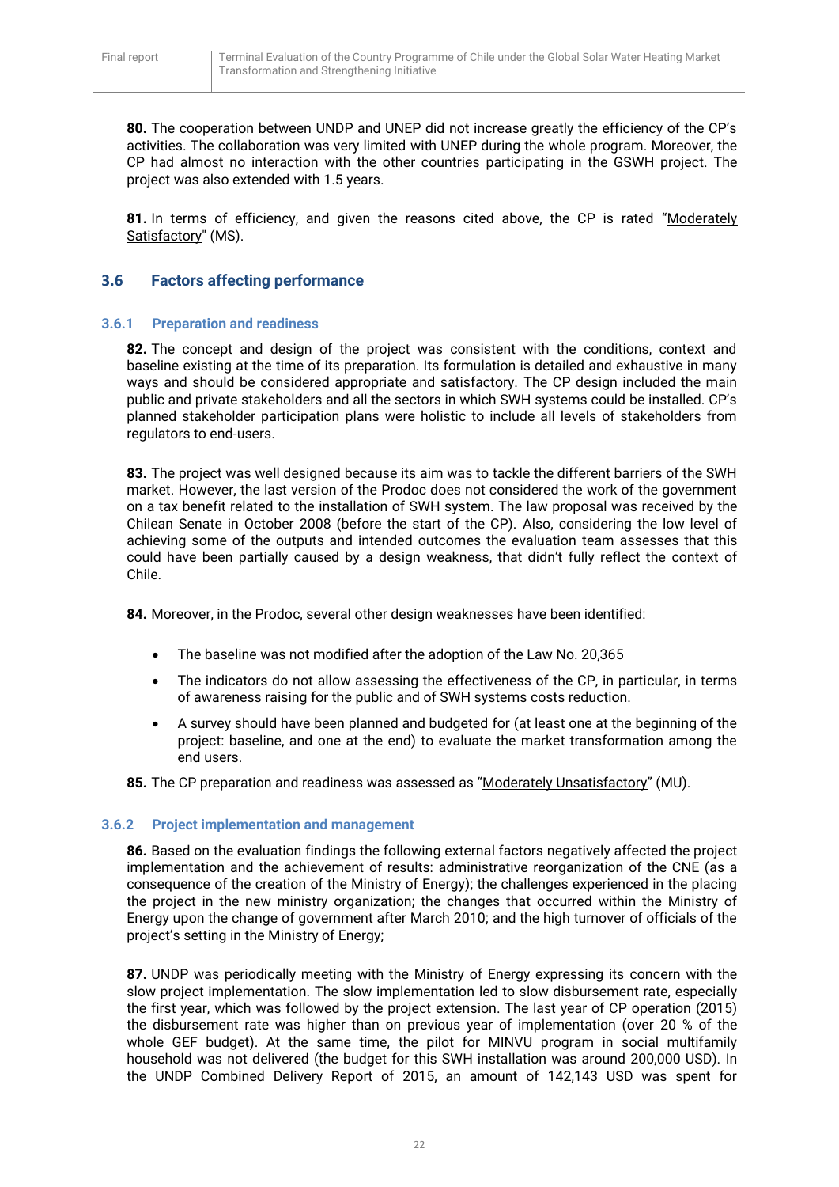**80.** The cooperation between UNDP and UNEP did not increase greatly the efficiency of the CP's activities. The collaboration was very limited with UNEP during the whole program. Moreover, the CP had almost no interaction with the other countries participating in the GSWH project. The project was also extended with 1.5 years.

**81.** In terms of efficiency, and given the reasons cited above, the CP is rated "Moderately Satisfactory" (MS).

## 3.6 Factors affecting performance

### 3.6.1 Preparation and readiness

**82.** The concept and design of the project was consistent with the conditions, context and baseline existing at the time of its preparation. Its formulation is detailed and exhaustive in many ways and should be considered appropriate and satisfactory. The CP design included the main public and private stakeholders and all the sectors in which SWH systems could be installed. CP's planned stakeholder participation plans were holistic to include all levels of stakeholders from regulators to end-users.

**83.** The project was well designed because its aim was to tackle the different barriers of the SWH market. However, the last version of the Prodoc does not considered the work of the government on a tax benefit related to the installation of SWH system. The law proposal was received by the Chilean Senate in October 2008 (before the start of the CP). Also, considering the low level of achieving some of the outputs and intended outcomes the evaluation team assesses that this could have been partially caused by a design weakness, that didn't fully reflect the context of Chile.

**84.** Moreover, in the Prodoc, several other design weaknesses have been identified:

- The baseline was not modified after the adoption of the Law No. 20,365
- The indicators do not allow assessing the effectiveness of the CP, in particular, in terms of awareness raising for the public and of SWH systems costs reduction.
- A survey should have been planned and budgeted for (at least one at the beginning of the project: baseline, and one at the end) to evaluate the market transformation among the end users.

**85.** The CP preparation and readiness was assessed as "Moderately Unsatisfactory" (MU).

### 3.6.2 Project implementation and management

**86.** Based on the evaluation findings the following external factors negatively affected the project implementation and the achievement of results: administrative reorganization of the CNE (as a consequence of the creation of the Ministry of Energy); the challenges experienced in the placing the project in the new ministry organization; the changes that occurred within the Ministry of Energy upon the change of government after March 2010; and the high turnover of officials of the project's setting in the Ministry of Energy;

**87.** UNDP was periodically meeting with the Ministry of Energy expressing its concern with the slow project implementation. The slow implementation led to slow disbursement rate, especially the first year, which was followed by the project extension. The last year of CP operation (2015) the disbursement rate was higher than on previous year of implementation (over 20 % of the whole GEF budget). At the same time, the pilot for MINVU program in social multifamily household was not delivered (the budget for this SWH installation was around 200,000 USD). In the UNDP Combined Delivery Report of 2015, an amount of 142,143 USD was spent for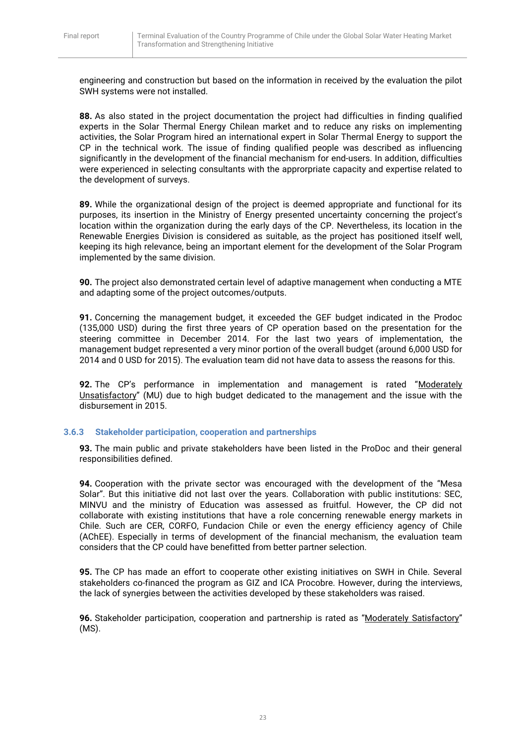engineering and construction but based on the information in received by the evaluation the pilot SWH systems were not installed.

**88.** As also stated in the project documentation the project had difficulties in finding qualified experts in the Solar Thermal Energy Chilean market and to reduce any risks on implementing activities, the Solar Program hired an international expert in Solar Thermal Energy to support the CP in the technical work. The issue of finding qualified people was described as influencing significantly in the development of the financial mechanism for end-users. In addition, difficulties were experienced in selecting consultants with the approrpriate capacity and expertise related to the development of surveys.

**89.** While the organizational design of the project is deemed appropriate and functional for its purposes, its insertion in the Ministry of Energy presented uncertainty concerning the project's location within the organization during the early days of the CP. Nevertheless, its location in the Renewable Energies Division is considered as suitable, as the project has positioned itself well, keeping its high relevance, being an important element for the development of the Solar Program implemented by the same division.

**90.** The project also demonstrated certain level of adaptive management when conducting a MTE and adapting some of the project outcomes/outputs.

**91.** Concerning the management budget, it exceeded the GEF budget indicated in the Prodoc (135,000 USD) during the first three years of CP operation based on the presentation for the steering committee in December 2014. For the last two years of implementation, the management budget represented a very minor portion of the overall budget (around 6,000 USD for 2014 and 0 USD for 2015). The evaluation team did not have data to assess the reasons for this.

**92.** The CP's performance in implementation and management is rated "Moderately Unsatisfactory" (MU) due to high budget dedicated to the management and the issue with the disbursement in 2015.

### 3.6.3 Stakeholder participation, cooperation and partnerships

**93.** The main public and private stakeholders have been listed in the ProDoc and their general responsibilities defined.

**94.** Cooperation with the private sector was encouraged with the development of the "Mesa Solar". But this initiative did not last over the years. Collaboration with public institutions: SEC, MINVU and the ministry of Education was assessed as fruitful. However, the CP did not collaborate with existing institutions that have a role concerning renewable energy markets in Chile. Such are CER, CORFO, Fundacion Chile or even the energy efficiency agency of Chile (AChEE). Especially in terms of development of the financial mechanism, the evaluation team considers that the CP could have benefitted from better partner selection.

**95.** The CP has made an effort to cooperate other existing initiatives on SWH in Chile. Several stakeholders co-financed the program as GIZ and ICA Procobre. However, during the interviews, the lack of synergies between the activities developed by these stakeholders was raised.

**96.** Stakeholder participation, cooperation and partnership is rated as "Moderately Satisfactory" (MS).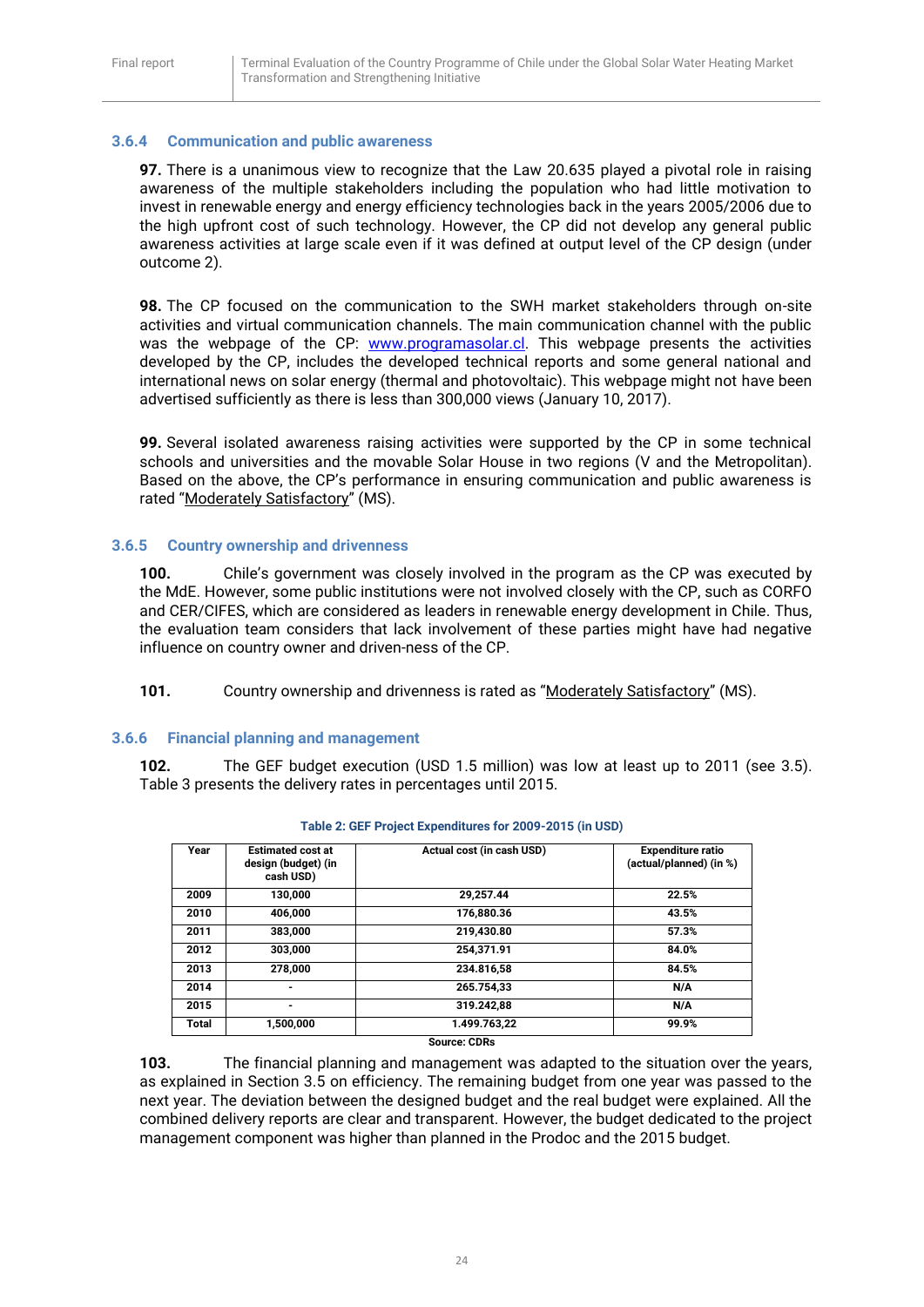### 3.6.4 Communication and public awareness

**97.** There is a unanimous view to recognize that the Law 20.635 played a pivotal role in raising awareness of the multiple stakeholders including the population who had little motivation to invest in renewable energy and energy efficiency technologies back in the years 2005/2006 due to the high upfront cost of such technology. However, the CP did not develop any general public awareness activities at large scale even if it was defined at output level of the CP design (under outcome 2).

**98.** The CP focused on the communication to the SWH market stakeholders through on-site activities and virtual communication channels. The main communication channel with the public was the webpage of the CP: www.programasolar.cl. This webpage presents the activities developed by the CP, includes the developed technical reports and some general national and international news on solar energy (thermal and photovoltaic). This webpage might not have been advertised sufficiently as there is less than 300,000 views (January 10, 2017).

**99.** Several isolated awareness raising activities were supported by the CP in some technical schools and universities and the movable Solar House in two regions (V and the Metropolitan). Based on the above, the CP's performance in ensuring communication and public awareness is rated "Moderately Satisfactory" (MS).

### 3.6.5 Country ownership and drivenness

**100.** Chile's government was closely involved in the program as the CP was executed by the MdE. However, some public institutions were not involved closely with the CP, such as CORFO and CER/CIFES, which are considered as leaders in renewable energy development in Chile. Thus, the evaluation team considers that lack involvement of these parties might have had negative influence on country owner and driven-ness of the CP.

**101.** Country ownership and drivenness is rated as "Moderately Satisfactory" (MS).

### 3.6.6 Financial planning and management

**102.** The GEF budget execution (USD 1.5 million) was low at least up to 2011 (see 3.5). Table 3 presents the delivery rates in percentages until 2015.

**Table 2: GEF Project Expenditures for 2009-2015 (in USD)**

| Year | Estimated cost at design (budget) (in cash USD) | Actual cost (in cash USD) | Expenditure ratio (actual/planned) (in %) |
|---|---|---|---|
| 2009 | 130,000 | 29,257.44 | 22.5% |
| 2010 | 406,000 | 176,880.36 | 43.5% |
| 2011 | 383,000 | 219,430.80 | 57.3% |
| 2012 | 303,000 | 254,371.91 | 84.0% |
| 2013 | 278,000 | 234.816,58 | 84.5% |
| 2014 | - | 265.754,33 | N/A |
| 2015 | - | 319.242,88 | N/A |
| Total | 1,500,000 | 1.499.763,22 | 99.9% |

Source: CDRs

**103.** The financial planning and management was adapted to the situation over the years, as explained in Section 3.5 on efficiency. The remaining budget from one year was passed to the next year. The deviation between the designed budget and the real budget were explained. All the combined delivery reports are clear and transparent. However, the budget dedicated to the project management component was higher than planned in the Prodoc and the 2015 budget.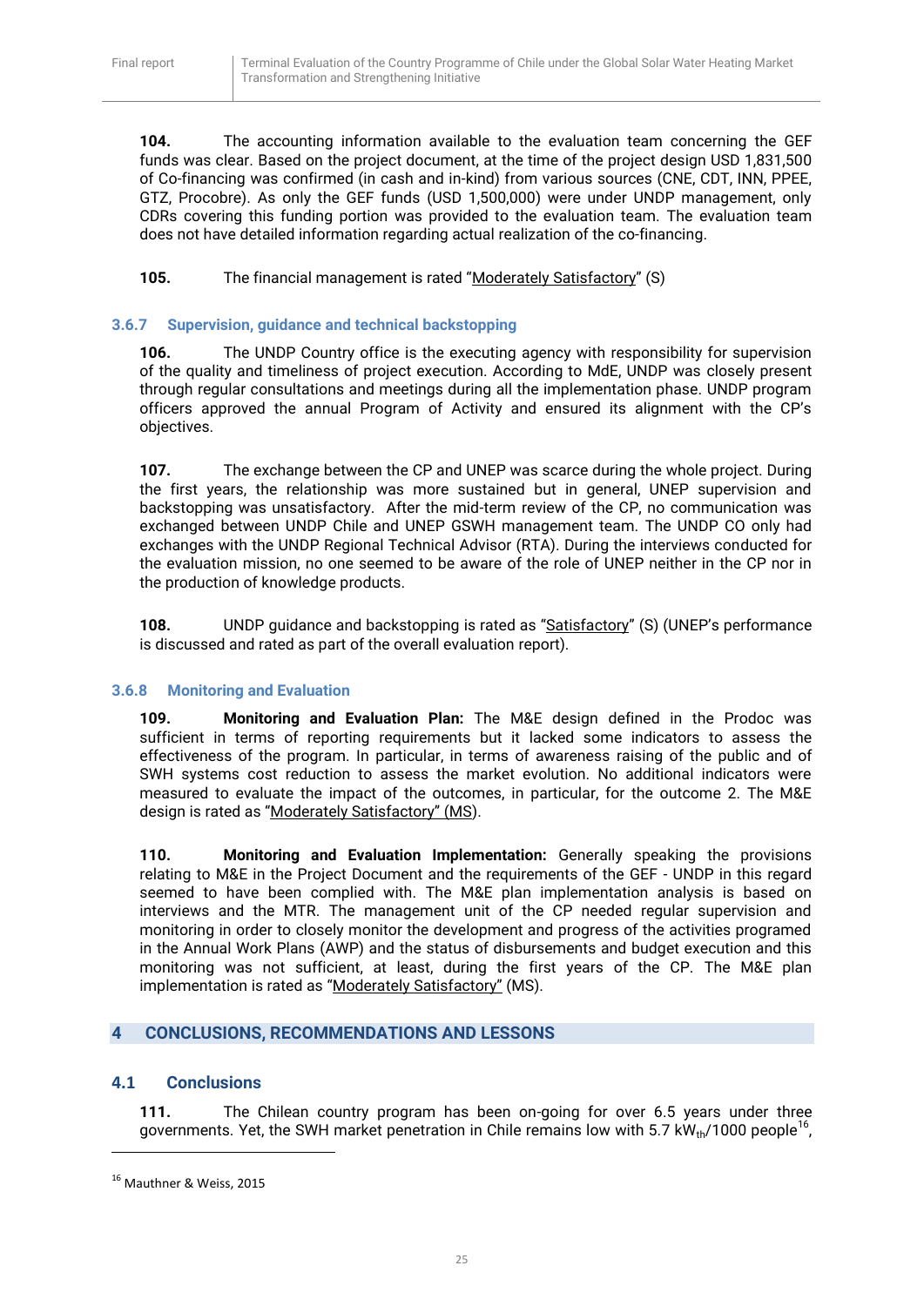**104.** The accounting information available to the evaluation team concerning the GEF funds was clear. Based on the project document, at the time of the project design USD 1,831,500 of Co-financing was confirmed (in cash and in-kind) from various sources (CNE, CDT, INN, PPEE, GTZ, Procobre). As only the GEF funds (USD 1,500,000) were under UNDP management, only CDRs covering this funding portion was provided to the evaluation team. The evaluation team does not have detailed information regarding actual realization of the co-financing.

**105.** The financial management is rated "Moderately Satisfactory" (S)

### 3.6.7 Supervision, guidance and technical backstopping

**106.** The UNDP Country office is the executing agency with responsibility for supervision of the quality and timeliness of project execution. According to MdE, UNDP was closely present through regular consultations and meetings during all the implementation phase. UNDP program officers approved the annual Program of Activity and ensured its alignment with the CP's objectives.

**107.** The exchange between the CP and UNEP was scarce during the whole project. During the first years, the relationship was more sustained but in general, UNEP supervision and backstopping was unsatisfactory. After the mid-term review of the CP, no communication was exchanged between UNDP Chile and UNEP GSWH management team. The UNDP CO only had exchanges with the UNDP Regional Technical Advisor (RTA). During the interviews conducted for the evaluation mission, no one seemed to be aware of the role of UNEP neither in the CP nor in the production of knowledge products.

**108.** UNDP guidance and backstopping is rated as "Satisfactory" (S) (UNEP's performance is discussed and rated as part of the overall evaluation report).

### 3.6.8 Monitoring and Evaluation

**109.** **Monitoring and Evaluation Plan:** The M&E design defined in the Prodoc was sufficient in terms of reporting requirements but it lacked some indicators to assess the effectiveness of the program. In particular, in terms of awareness raising of the public and of SWH systems cost reduction to assess the market evolution. No additional indicators were measured to evaluate the impact of the outcomes, in particular, for the outcome 2. The M&E design is rated as "Moderately Satisfactory" (MS).

**110.** **Monitoring and Evaluation Implementation:** Generally speaking the provisions relating to M&E in the Project Document and the requirements of the GEF - UNDP in this regard seemed to have been complied with. The M&E plan implementation analysis is based on interviews and the MTR. The management unit of the CP needed regular supervision and monitoring in order to closely monitor the development and progress of the activities programed in the Annual Work Plans (AWP) and the status of disbursements and budget execution and this monitoring was not sufficient, at least, during the first years of the CP. The M&E plan implementation is rated as "Moderately Satisfactory" (MS).

## 4 CONCLUSIONS, RECOMMENDATIONS AND LESSONS

### 4.1 Conclusions

**111.** The Chilean country program has been on-going for over 6.5 years under three governments. Yet, the SWH market penetration in Chile remains low with 5.7 $kW_{th}$/1000 people[16],

[16] Mauthner & Weiss, 2015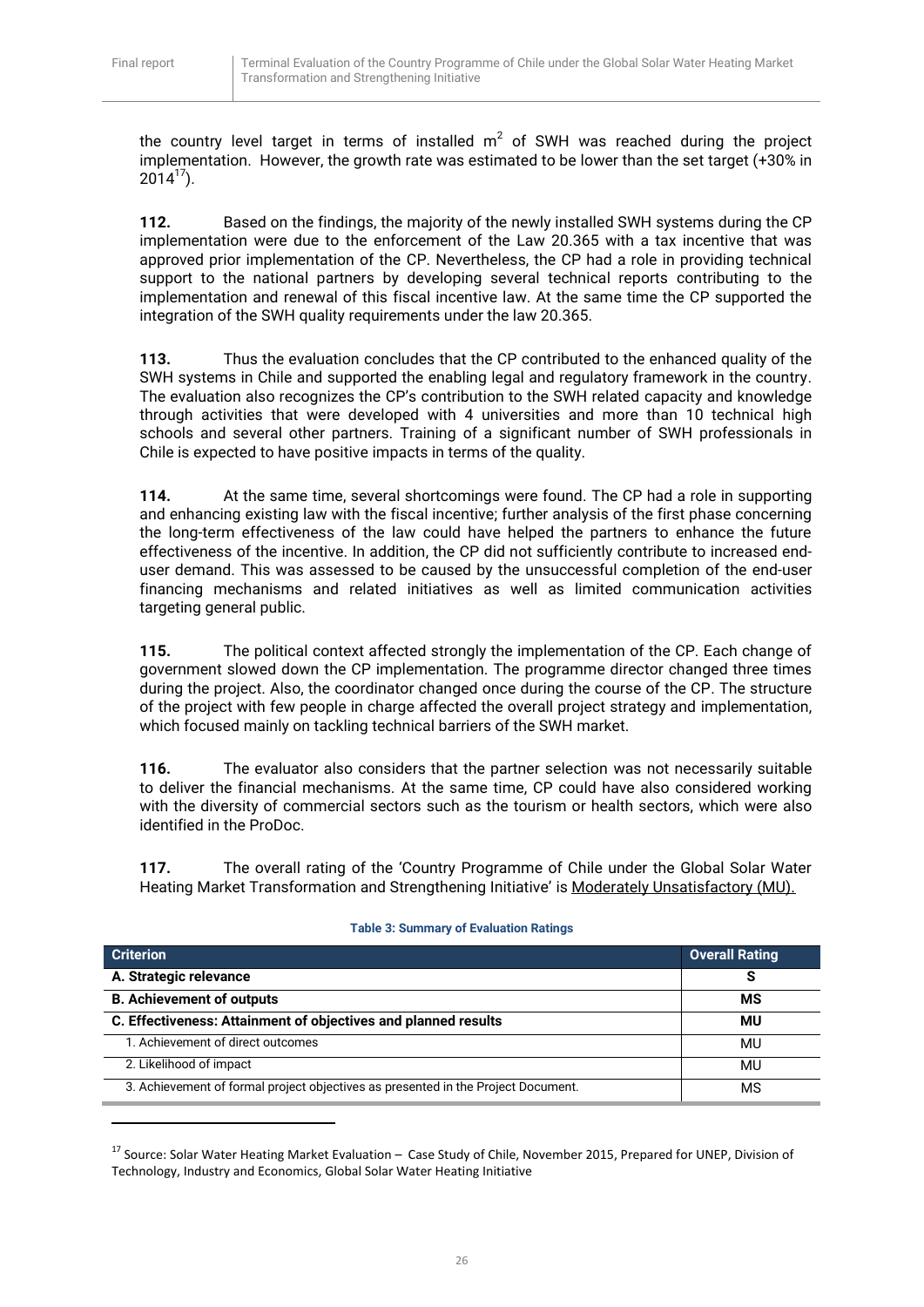the country level target in terms of installed $m^2$ of SWH was reached during the project implementation. However, the growth rate was estimated to be lower than the set target (+30% in 2014[17]).

**112.** Based on the findings, the majority of the newly installed SWH systems during the CP implementation were due to the enforcement of the Law 20.365 with a tax incentive that was approved prior implementation of the CP. Nevertheless, the CP had a role in providing technical support to the national partners by developing several technical reports contributing to the implementation and renewal of this fiscal incentive law. At the same time the CP supported the integration of the SWH quality requirements under the law 20.365.

**113.** Thus the evaluation concludes that the CP contributed to the enhanced quality of the SWH systems in Chile and supported the enabling legal and regulatory framework in the country. The evaluation also recognizes the CP's contribution to the SWH related capacity and knowledge through activities that were developed with 4 universities and more than 10 technical high schools and several other partners. Training of a significant number of SWH professionals in Chile is expected to have positive impacts in terms of the quality.

**114.** At the same time, several shortcomings were found. The CP had a role in supporting and enhancing existing law with the fiscal incentive; further analysis of the first phase concerning the long-term effectiveness of the law could have helped the partners to enhance the future effectiveness of the incentive. In addition, the CP did not sufficiently contribute to increased end-user demand. This was assessed to be caused by the unsuccessful completion of the end-user financing mechanisms and related initiatives as well as limited communication activities targeting general public.

**115.** The political context affected strongly the implementation of the CP. Each change of government slowed down the CP implementation. The programme director changed three times during the project. Also, the coordinator changed once during the course of the CP. The structure of the project with few people in charge affected the overall project strategy and implementation, which focused mainly on tackling technical barriers of the SWH market.

**116.** The evaluator also considers that the partner selection was not necessarily suitable to deliver the financial mechanisms. At the same time, CP could have also considered working with the diversity of commercial sectors such as the tourism or health sectors, which were also identified in the ProDoc.

**117.** The overall rating of the 'Country Programme of Chile under the Global Solar Water Heating Market Transformation and Strengthening Initiative' is Moderately Unsatisfactory (MU).

**Table 3: Summary of Evaluation Ratings**

| Criterion | Overall Rating |
|---|---|
| **A. Strategic relevance** | **S** |
| **B. Achievement of outputs** | **MS** |
| **C. Effectiveness: Attainment of objectives and planned results** | **MU** |
| 1. Achievement of direct outcomes | MU |
| 2. Likelihood of impact | MU |
| 3. Achievement of formal project objectives as presented in the Project Document. | MS |

[17] Source: Solar Water Heating Market Evaluation – Case Study of Chile, November 2015, Prepared for UNEP, Division of Technology, Industry and Economics, Global Solar Water Heating Initiative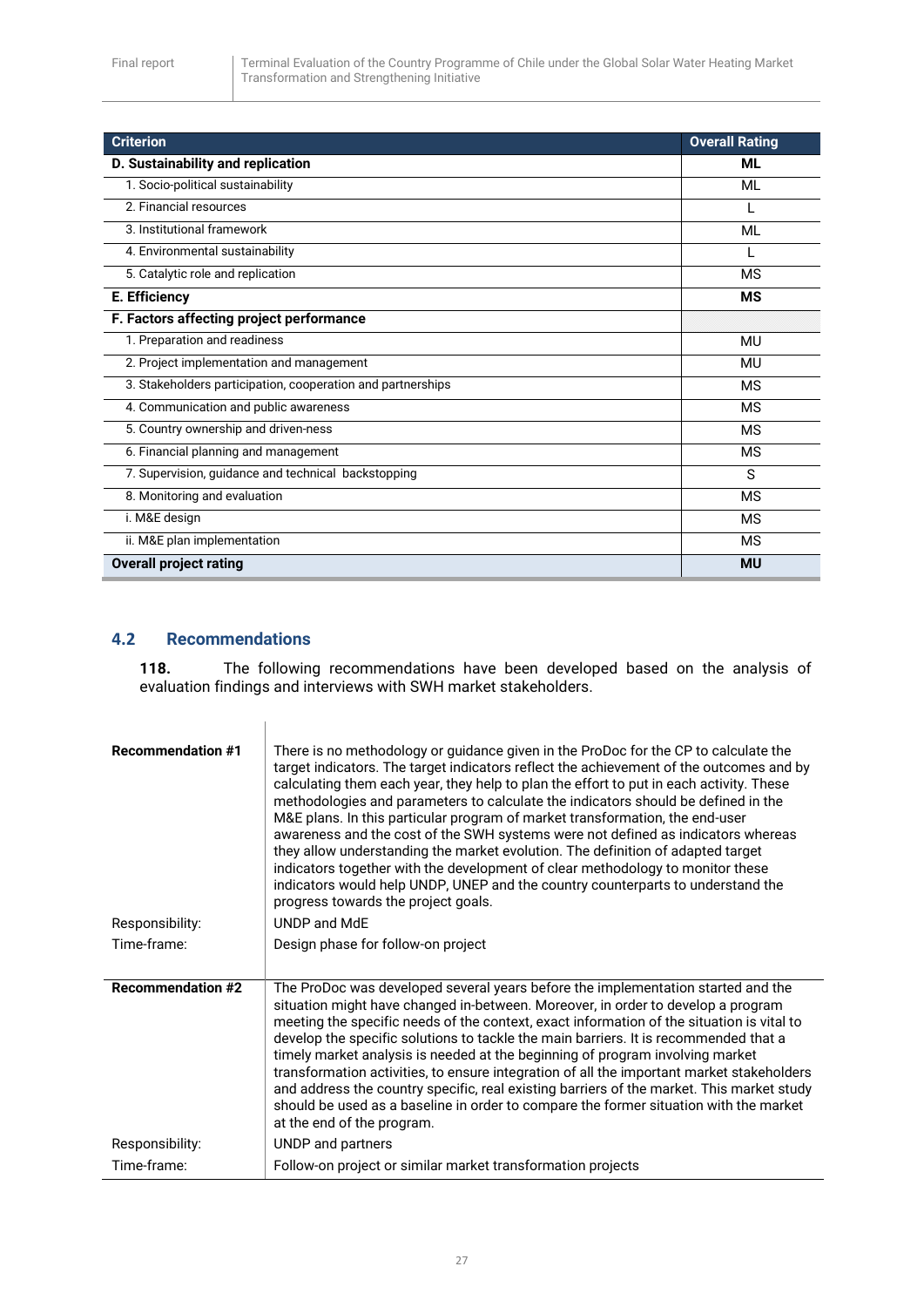| Criterion | Overall Rating |
|---|---|
| **D. Sustainability and replication** | **ML** |
| 1. Socio-political sustainability | ML |
| 2. Financial resources | L |
| 3. Institutional framework | ML |
| 4. Environmental sustainability | L |
| 5. Catalytic role and replication | MS |
| **E. Efficiency** | **MS** |
| **F. Factors affecting project performance** | |
| 1. Preparation and readiness | MU |
| 2. Project implementation and management | MU |
| 3. Stakeholders participation, cooperation and partnerships | MS |
| 4. Communication and public awareness | MS |
| 5. Country ownership and driven-ness | MS |
| 6. Financial planning and management | MS |
| 7. Supervision, guidance and technical backstopping | S |
| 8. Monitoring and evaluation | MS |
| i. M&E design | MS |
| ii. M&E plan implementation | MS |
| **Overall project rating** | **MU** |

## 4.2 Recommendations

**118.** The following recommendations have been developed based on the analysis of evaluation findings and interviews with SWH market stakeholders.

| | |
|---|---|
| **Recommendation #1** | There is no methodology or guidance given in the ProDoc for the CP to calculate the target indicators. The target indicators reflect the achievement of the outcomes and by calculating them each year, they help to plan the effort to put in each activity. These methodologies and parameters to calculate the indicators should be defined in the M&E plans. In this particular program of market transformation, the end-user awareness and the cost of the SWH systems were not defined as indicators whereas they allow understanding the market evolution. The definition of adapted target indicators together with the development of clear methodology to monitor these indicators would help UNDP, UNEP and the country counterparts to understand the progress towards the project goals. |
| Responsibility: | UNDP and MdE |
| Time-frame: | Design phase for follow-on project |
| **Recommendation #2** | The ProDoc was developed several years before the implementation started and the situation might have changed in-between. Moreover, in order to develop a program meeting the specific needs of the context, exact information of the situation is vital to develop the specific solutions to tackle the main barriers. It is recommended that a timely market analysis is needed at the beginning of program involving market transformation activities, to ensure integration of all the important market stakeholders and address the country specific, real existing barriers of the market. This market study should be used as a baseline in order to compare the former situation with the market at the end of the program. |
| Responsibility: | UNDP and partners |
| Time-frame: | Follow-on project or similar market transformation projects |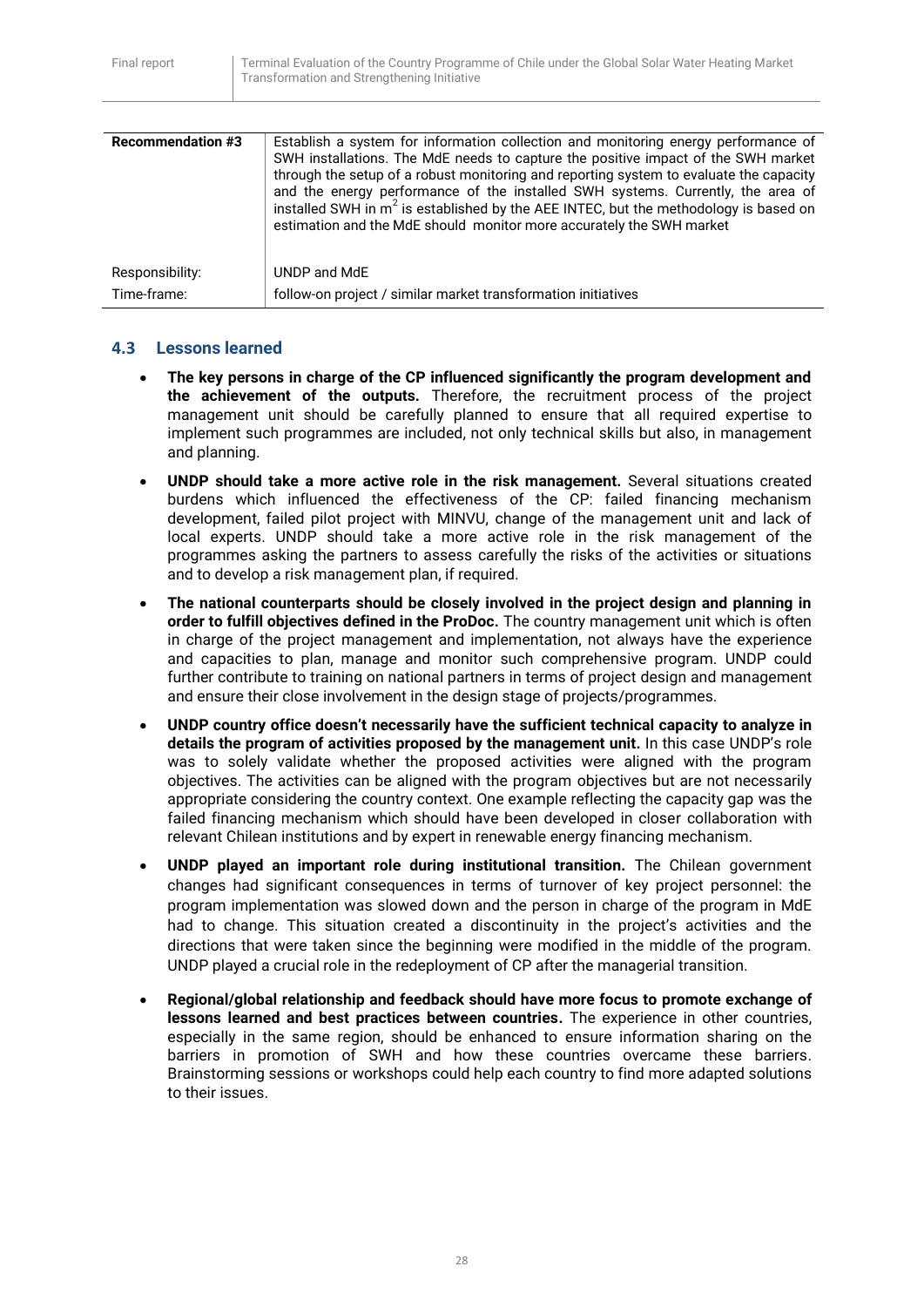| **Recommendation #3** | Establish a system for information collection and monitoring energy performance of SWH installations. The MdE needs to capture the positive impact of the SWH market through the setup of a robust monitoring and reporting system to evaluate the capacity and the energy performance of the installed SWH systems. Currently, the area of installed SWH in $m^2$ is established by the AEE INTEC, but the methodology is based on estimation and the MdE should monitor more accurately the SWH market |
|---|---|
| Responsibility: | UNDP and MdE |
| Time-frame: | follow-on project / similar market transformation initiatives |

### 4.3 Lessons learned

- **The key persons in charge of the CP influenced significantly the program development and the achievement of the outputs.** Therefore, the recruitment process of the project management unit should be carefully planned to ensure that all required expertise to implement such programmes are included, not only technical skills but also, in management and planning.
- **UNDP should take a more active role in the risk management.** Several situations created burdens which influenced the effectiveness of the CP: failed financing mechanism development, failed pilot project with MINVU, change of the management unit and lack of local experts. UNDP should take a more active role in the risk management of the programmes asking the partners to assess carefully the risks of the activities or situations and to develop a risk management plan, if required.
- **The national counterparts should be closely involved in the project design and planning in order to fulfill objectives defined in the ProDoc.** The country management unit which is often in charge of the project management and implementation, not always have the experience and capacities to plan, manage and monitor such comprehensive program. UNDP could further contribute to training on national partners in terms of project design and management and ensure their close involvement in the design stage of projects/programmes.
- **UNDP country office doesn't necessarily have the sufficient technical capacity to analyze in details the program of activities proposed by the management unit.** In this case UNDP's role was to solely validate whether the proposed activities were aligned with the program objectives. The activities can be aligned with the program objectives but are not necessarily appropriate considering the country context. One example reflecting the capacity gap was the failed financing mechanism which should have been developed in closer collaboration with relevant Chilean institutions and by expert in renewable energy financing mechanism.
- **UNDP played an important role during institutional transition.** The Chilean government changes had significant consequences in terms of turnover of key project personnel: the program implementation was slowed down and the person in charge of the program in MdE had to change. This situation created a discontinuity in the project's activities and the directions that were taken since the beginning were modified in the middle of the program. UNDP played a crucial role in the redeployment of CP after the managerial transition.
- **Regional/global relationship and feedback should have more focus to promote exchange of lessons learned and best practices between countries.** The experience in other countries, especially in the same region, should be enhanced to ensure information sharing on the barriers in promotion of SWH and how these countries overcame these barriers. Brainstorming sessions or workshops could help each country to find more adapted solutions to their issues.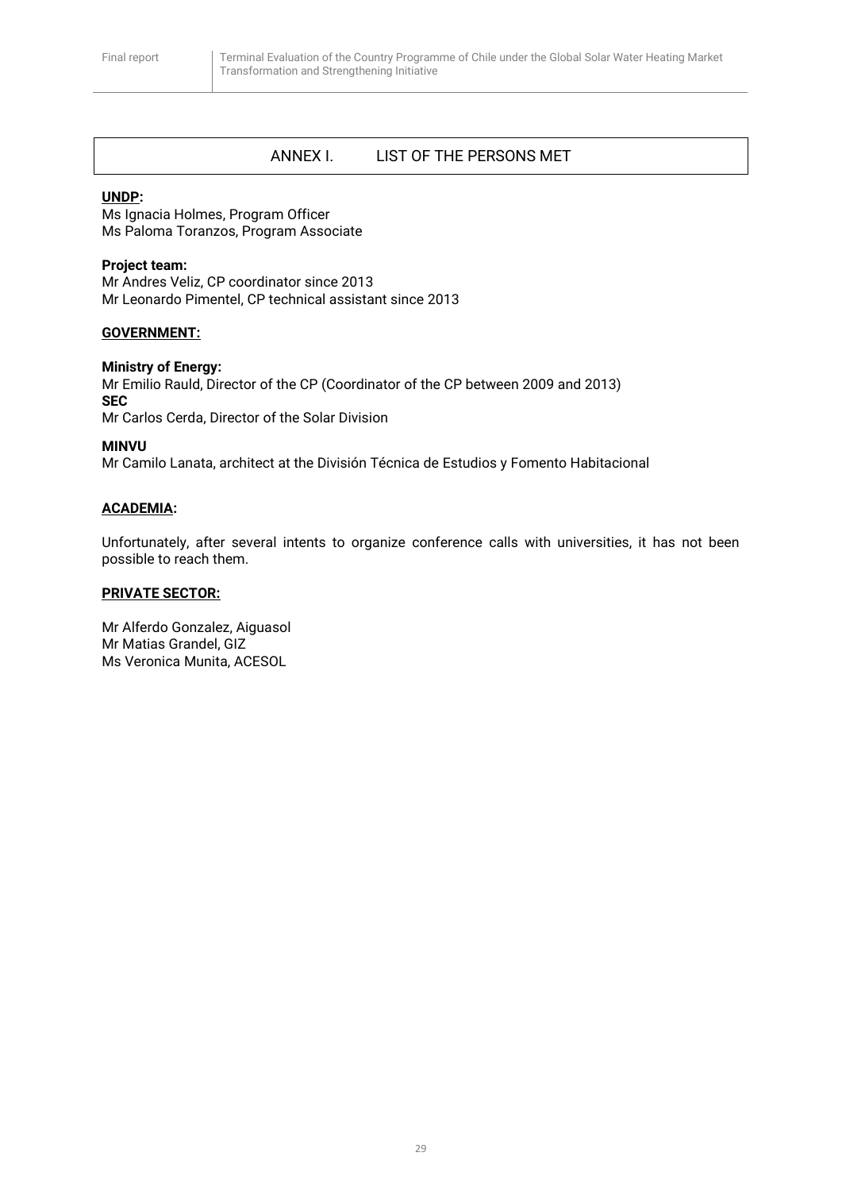# ANNEX I. LIST OF THE PERSONS MET

**UNDP:**

Ms Ignacia Holmes, Program Officer
Ms Paloma Toranzos, Program Associate

**Project team:**

Mr Andres Veliz, CP coordinator since 2013
Mr Leonardo Pimentel, CP technical assistant since 2013

**GOVERNMENT:**

**Ministry of Energy:**

Mr Emilio Rauld, Director of the CP (Coordinator of the CP between 2009 and 2013)

**SEC**

Mr Carlos Cerda, Director of the Solar Division

**MINVU**

Mr Camilo Lanata, architect at the División Técnica de Estudios y Fomento Habitacional

**ACADEMIA:**

Unfortunately, after several intents to organize conference calls with universities, it has not been possible to reach them.

**PRIVATE SECTOR:**

Mr Alferdo Gonzalez, Aiguasol
Mr Matias Grandel, GIZ
Ms Veronica Munita, ACESOL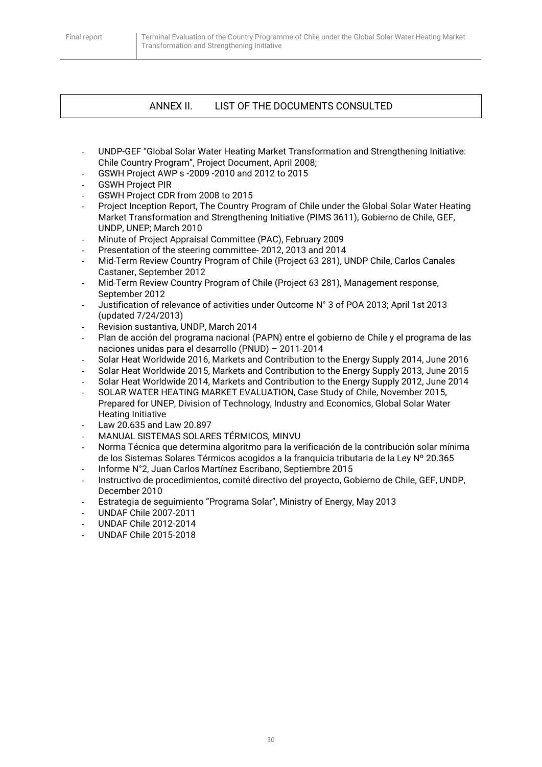## ANNEX II. LIST OF THE DOCUMENTS CONSULTED

- UNDP-GEF "Global Solar Water Heating Market Transformation and Strengthening Initiative: Chile Country Program", Project Document, April 2008;
- GSWH Project AWP s -2009 -2010 and 2012 to 2015
- GSWH Project PIR
- GSWH Project CDR from 2008 to 2015
- Project Inception Report, The Country Program of Chile under the Global Solar Water Heating Market Transformation and Strengthening Initiative (PIMS 3611), Gobierno de Chile, GEF, UNDP, UNEP; March 2010
- Minute of Project Appraisal Committee (PAC), February 2009
- Presentation of the steering committee- 2012, 2013 and 2014
- Mid-Term Review Country Program of Chile (Project 63 281), UNDP Chile, Carlos Canales Castaner, September 2012
- Mid-Term Review Country Program of Chile (Project 63 281), Management response, September 2012
- Justification of relevance of activities under Outcome N° 3 of POA 2013; April 1st 2013 (updated 7/24/2013)
- Revision sustantiva, UNDP, March 2014
- Plan de acción del programa nacional (PAPN) entre el gobierno de Chile y el programa de las naciones unidas para el desarrollo (PNUD) – 2011-2014
- Solar Heat Worldwide 2016, Markets and Contribution to the Energy Supply 2014, June 2016
- Solar Heat Worldwide 2015, Markets and Contribution to the Energy Supply 2013, June 2015
- Solar Heat Worldwide 2014, Markets and Contribution to the Energy Supply 2012, June 2014
- SOLAR WATER HEATING MARKET EVALUATION, Case Study of Chile, November 2015, Prepared for UNEP, Division of Technology, Industry and Economics, Global Solar Water Heating Initiative
- Law 20.635 and Law 20.897
- MANUAL SISTEMAS SOLARES TÉRMICOS, MINVU
- Norma Técnica que determina algoritmo para la verificación de la contribución solar mínima de los Sistemas Solares Térmicos acogidos a la franquicia tributaria de la Ley Nº 20.365
- Informe N°2, Juan Carlos Martínez Escribano, Septiembre 2015
- Instructivo de procedimientos, comité directivo del proyecto, Gobierno de Chile, GEF, UNDP, December 2010
- Estrategia de seguimiento "Programa Solar", Ministry of Energy, May 2013
- UNDAF Chile 2007-2011
- UNDAF Chile 2012-2014
- UNDAF Chile 2015-2018